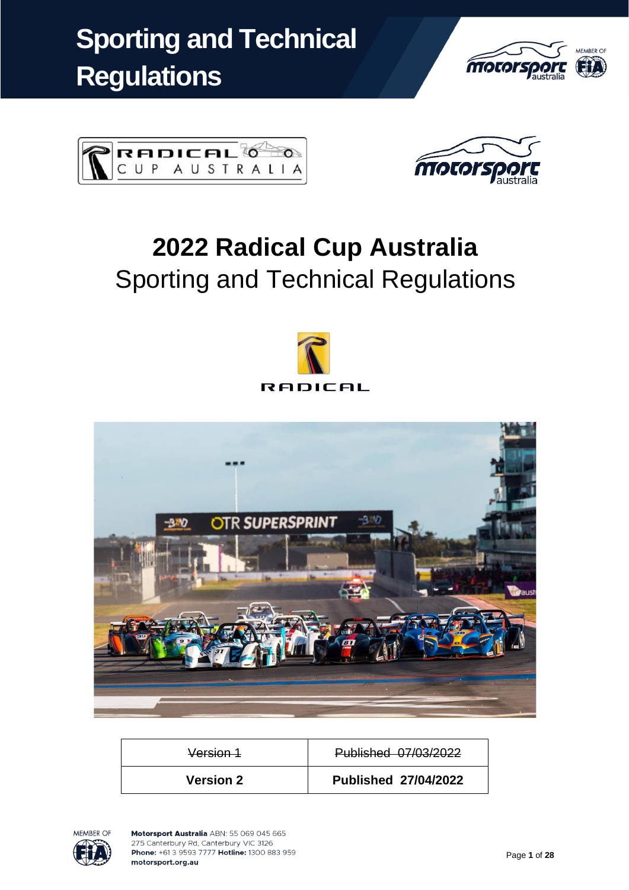# Sporting and Technical Regulations

# 2022 Radical Cup Australia

## Sporting and Technical Regulations

| ~~Version 1~~ | ~~Published 07/03/2022~~ |
|---|---|
| **Version 2** | **Published 27/04/2022** |

**Motorsport Australia** ABN: 55 069 045 665
275 Canterbury Rd, Canterbury VIC 3126
**Phone:** +61 3 9593 7777 **Hotline:** 1300 883 959
motorsport.org.au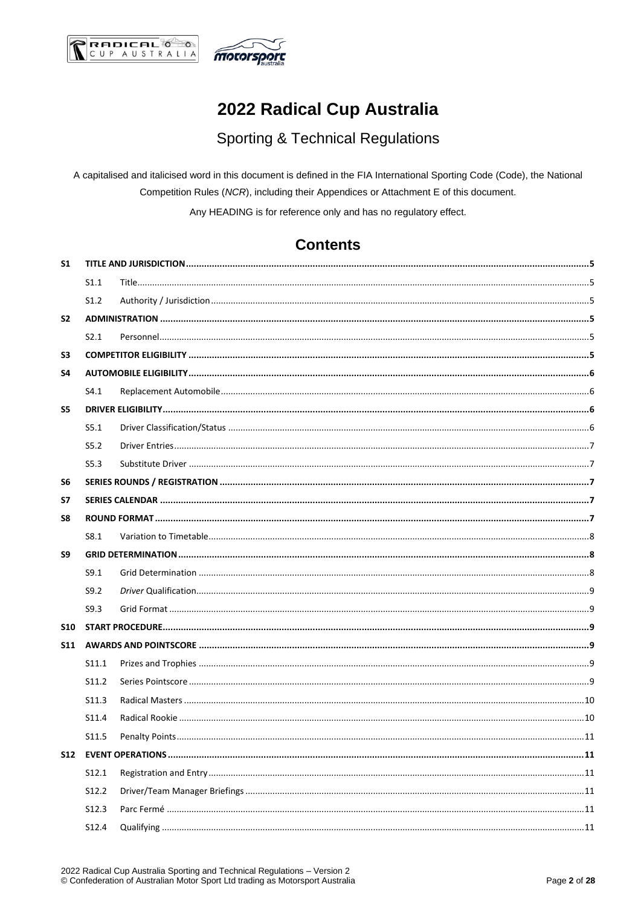# 2022 Radical Cup Australia

## Sporting & Technical Regulations

A capitalised and italicised word in this document is defined in the FIA International Sporting Code (Code), the National Competition Rules (*NCR*), including their Appendices or Attachment E of this document.

Any HEADING is for reference only and has no regulatory effect.

## Contents

| | | | |
|---|---|---|---|
| **S1** | **TITLE AND JURISDICTION** | | **5** |
| | S1.1 | Title | 5 |
| | S1.2 | Authority / Jurisdiction | 5 |
| **S2** | **ADMINISTRATION** | | **5** |
| | S2.1 | Personnel | 5 |
| **S3** | **COMPETITOR ELIGIBILITY** | | **5** |
| **S4** | **AUTOMOBILE ELIGIBILITY** | | **6** |
| | S4.1 | Replacement Automobile | 6 |
| **S5** | **DRIVER ELIGIBILITY** | | **6** |
| | S5.1 | Driver Classification/Status | 6 |
| | S5.2 | Driver Entries | 7 |
| | S5.3 | Substitute Driver | 7 |
| **S6** | **SERIES ROUNDS / REGISTRATION** | | **7** |
| **S7** | **SERIES CALENDAR** | | **7** |
| **S8** | **ROUND FORMAT** | | **7** |
| | S8.1 | Variation to Timetable | 8 |
| **S9** | **GRID DETERMINATION** | | **8** |
| | S9.1 | Grid Determination | 8 |
| | S9.2 | *Driver* Qualification | 9 |
| | S9.3 | Grid Format | 9 |
| **S10** | **START PROCEDURE** | | **9** |
| **S11** | **AWARDS AND POINTSCORE** | | **9** |
| | S11.1 | Prizes and Trophies | 9 |
| | S11.2 | Series Pointscore | 9 |
| | S11.3 | Radical Masters | 10 |
| | S11.4 | Radical Rookie | 10 |
| | S11.5 | Penalty Points | 11 |
| **S12** | **EVENT OPERATIONS** | | **11** |
| | S12.1 | Registration and Entry | 11 |
| | S12.2 | Driver/Team Manager Briefings | 11 |
| | S12.3 | Parc Fermé | 11 |
| | S12.4 | Qualifying | 11 |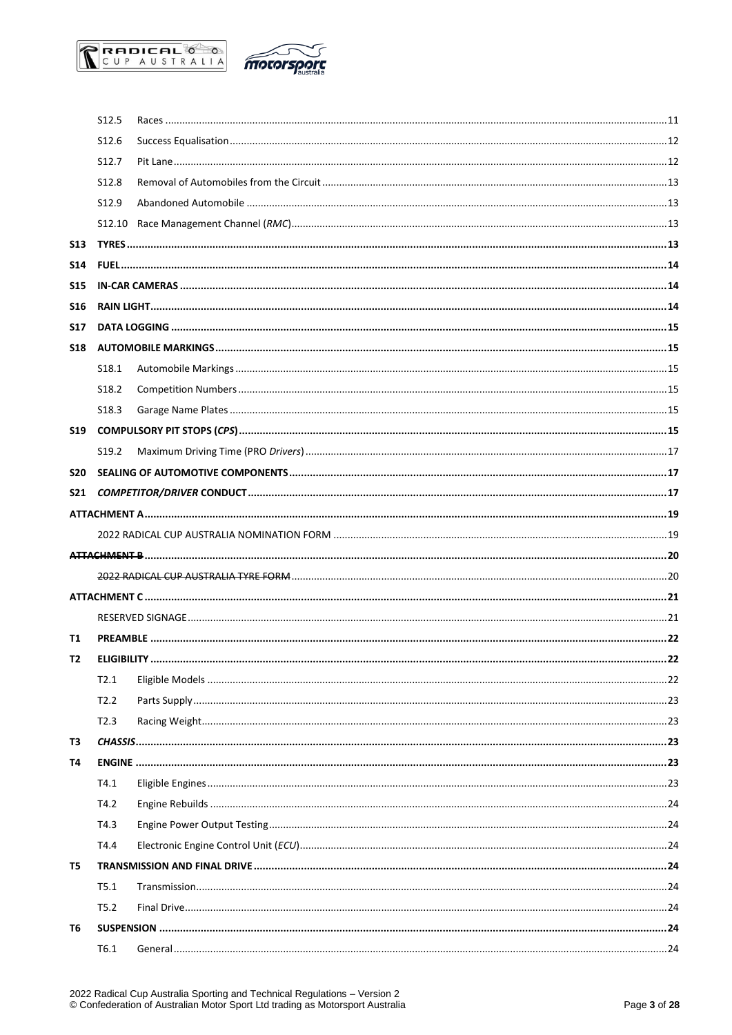| | | | |
|---|---|---|---|
| | S12.5 | Races | 11 |
| | S12.6 | Success Equalisation | 12 |
| | S12.7 | Pit Lane | 12 |
| | S12.8 | Removal of Automobiles from the Circuit | 13 |
| | S12.9 | Abandoned Automobile | 13 |
| | S12.10 | Race Management Channel (*RMC*) | 13 |
| **S13** | **TYRES** | | **13** |
| **S14** | **FUEL** | | **14** |
| **S15** | **IN-CAR CAMERAS** | | **14** |
| **S16** | **RAIN LIGHT** | | **14** |
| **S17** | **DATA LOGGING** | | **15** |
| **S18** | **AUTOMOBILE MARKINGS** | | **15** |
| | S18.1 | Automobile Markings | 15 |
| | S18.2 | Competition Numbers | 15 |
| | S18.3 | Garage Name Plates | 15 |
| **S19** | **COMPULSORY PIT STOPS (*CPS*)** | | **15** |
| | S19.2 | Maximum Driving Time (PRO *Drivers*) | 17 |
| **S20** | **SEALING OF AUTOMOTIVE COMPONENTS** | | **17** |
| **S21** | ***COMPETITOR/DRIVER* CONDUCT** | | **17** |
| | **ATTACHMENT A** | | **19** |
| | 2022 RADICAL CUP AUSTRALIA NOMINATION FORM | | 19 |
| | ~~**ATTACHMENT B**~~ | | **20** |
| | ~~2022 RADICAL CUP AUSTRALIA TYRE FORM~~ | | 20 |
| | **ATTACHMENT C** | | **21** |
| | RESERVED SIGNAGE | | 21 |
| **T1** | **PREAMBLE** | | **22** |
| **T2** | **ELIGIBILITY** | | **22** |
| | T2.1 | Eligible Models | 22 |
| | T2.2 | Parts Supply | 23 |
| | T2.3 | Racing Weight | 23 |
| **T3** | ***CHASSIS*** | | **23** |
| **T4** | **ENGINE** | | **23** |
| | T4.1 | Eligible Engines | 23 |
| | T4.2 | Engine Rebuilds | 24 |
| | T4.3 | Engine Power Output Testing | 24 |
| | T4.4 | Electronic Engine Control Unit (*ECU*) | 24 |
| **T5** | **TRANSMISSION AND FINAL DRIVE** | | **24** |
| | T5.1 | Transmission | 24 |
| | T5.2 | Final Drive | 24 |
| **T6** | **SUSPENSION** | | **24** |
| | T6.1 | General | 24 |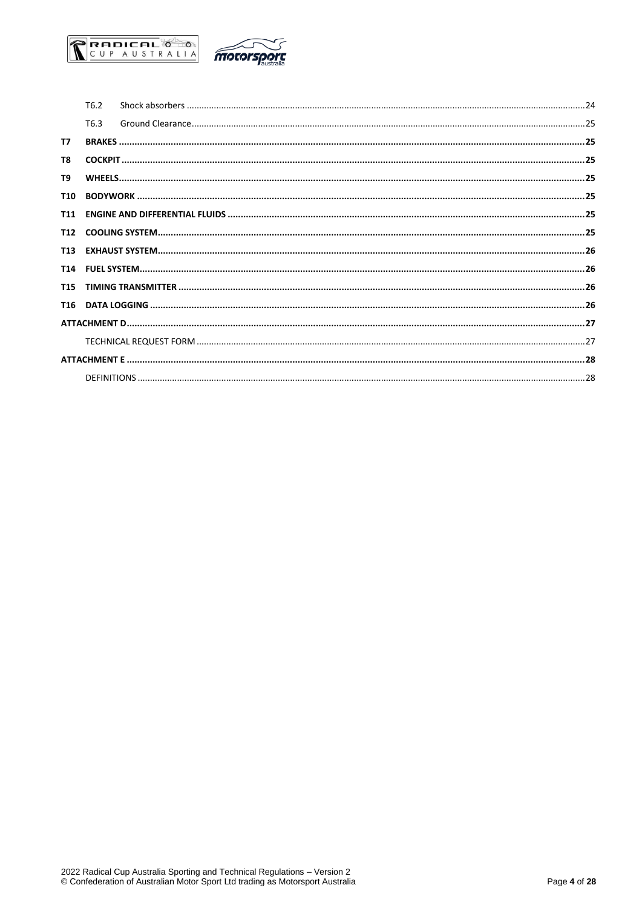| | | |
|---|---|---|
| T6.2 | Shock absorbers | 24 |
| T6.3 | Ground Clearance | 25 |
| **T7** | **BRAKES** | **25** |
| **T8** | **COCKPIT** | **25** |
| **T9** | **WHEELS** | **25** |
| **T10** | **BODYWORK** | **25** |
| **T11** | **ENGINE AND DIFFERENTIAL FLUIDS** | **25** |
| **T12** | **COOLING SYSTEM** | **25** |
| **T13** | **EXHAUST SYSTEM** | **26** |
| **T14** | **FUEL SYSTEM** | **26** |
| **T15** | **TIMING TRANSMITTER** | **26** |
| **T16** | **DATA LOGGING** | **26** |
| **ATTACHMENT D** | | **27** |
| | TECHNICAL REQUEST FORM | 27 |
| **ATTACHMENT E** | | **28** |
| | DEFINITIONS | 28 |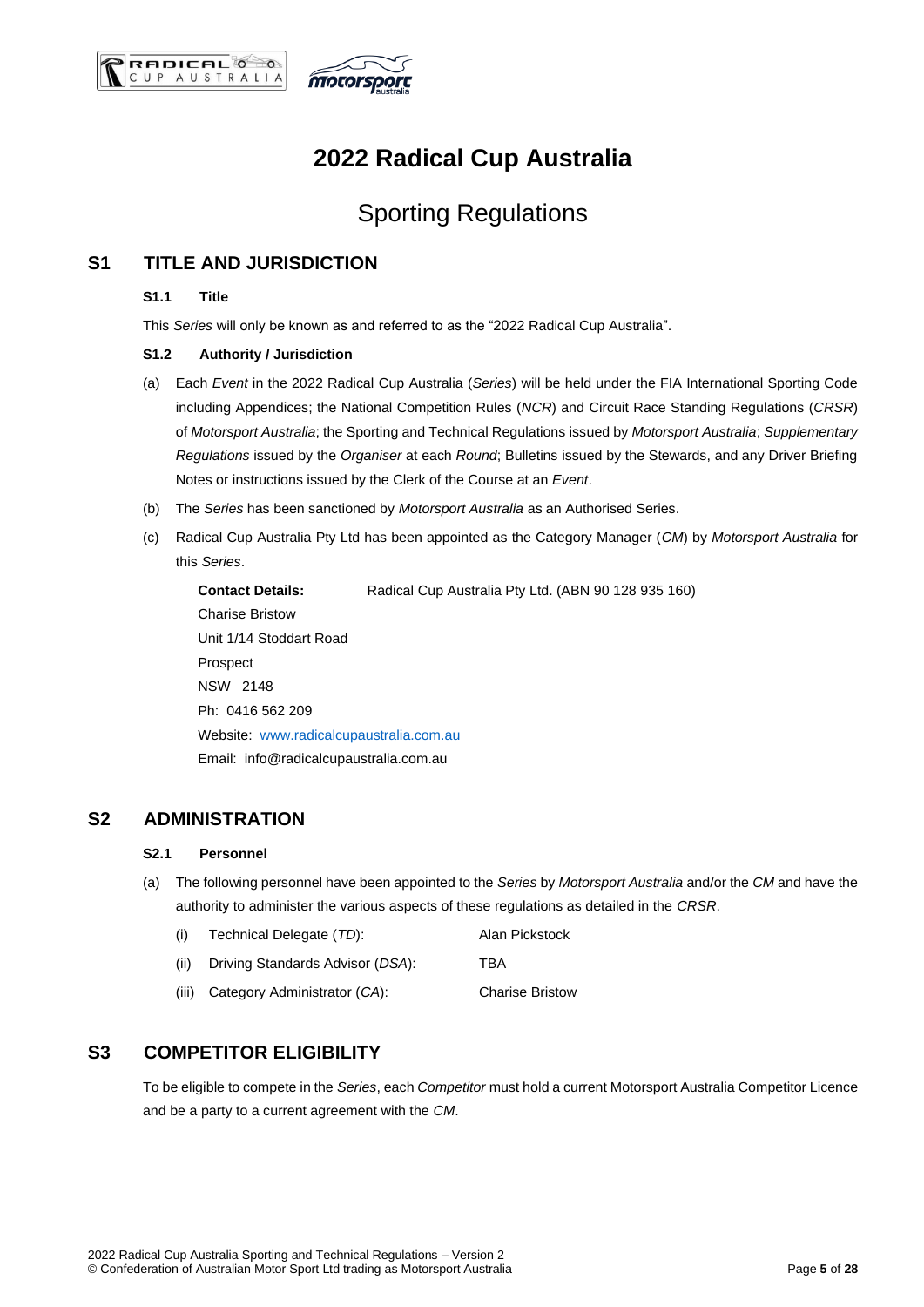# 2022 Radical Cup Australia

## Sporting Regulations

## S1 TITLE AND JURISDICTION

### S1.1 Title

This *Series* will only be known as and referred to as the "2022 Radical Cup Australia".

### S1.2 Authority / Jurisdiction

(a) Each *Event* in the 2022 Radical Cup Australia (*Series*) will be held under the FIA International Sporting Code including Appendices; the National Competition Rules (*NCR*) and Circuit Race Standing Regulations (*CRSR*) of *Motorsport Australia*; the Sporting and Technical Regulations issued by *Motorsport Australia*; *Supplementary Regulations* issued by the *Organiser* at each *Round*; Bulletins issued by the Stewards, and any Driver Briefing Notes or instructions issued by the Clerk of the Course at an *Event*.

(b) The *Series* has been sanctioned by *Motorsport Australia* as an Authorised Series.

(c) Radical Cup Australia Pty Ltd has been appointed as the Category Manager (*CM*) by *Motorsport Australia* for this *Series*.

**Contact Details:** Radical Cup Australia Pty Ltd. (ABN 90 128 935 160)
Charise Bristow
Unit 1/14 Stoddart Road
Prospect
NSW 2148
Ph: 0416 562 209
Website: www.radicalcupaustralia.com.au
Email: info@radicalcupaustralia.com.au

## S2 ADMINISTRATION

### S2.1 Personnel

(a) The following personnel have been appointed to the *Series* by *Motorsport Australia* and/or the *CM* and have the authority to administer the various aspects of these regulations as detailed in the *CRSR*.

(i) Technical Delegate (*TD*): Alan Pickstock

(ii) Driving Standards Advisor (*DSA*): TBA

(iii) Category Administrator (*CA*): Charise Bristow

## S3 COMPETITOR ELIGIBILITY

To be eligible to compete in the *Series*, each *Competitor* must hold a current Motorsport Australia Competitor Licence and be a party to a current agreement with the *CM*.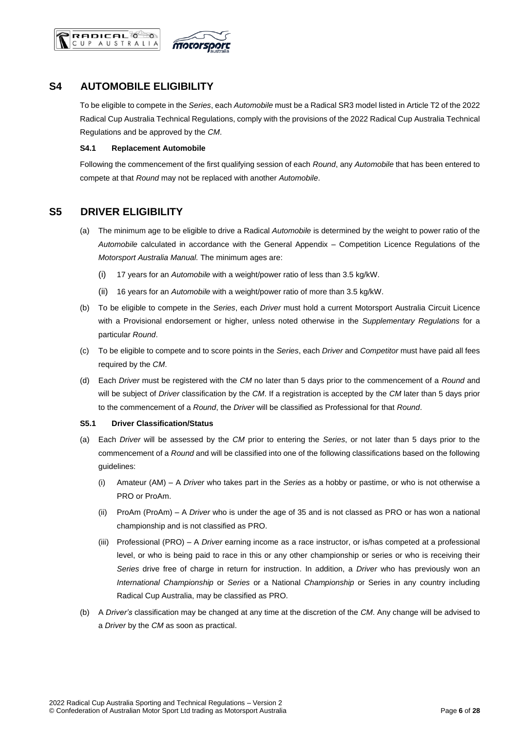## S4 AUTOMOBILE ELIGIBILITY

To be eligible to compete in the *Series*, each *Automobile* must be a Radical SR3 model listed in Article T2 of the 2022 Radical Cup Australia Technical Regulations, comply with the provisions of the 2022 Radical Cup Australia Technical Regulations and be approved by the *CM*.

### S4.1 Replacement Automobile

Following the commencement of the first qualifying session of each *Round*, any *Automobile* that has been entered to compete at that *Round* may not be replaced with another *Automobile*.

## S5 DRIVER ELIGIBILITY

(a) The minimum age to be eligible to drive a Radical *Automobile* is determined by the weight to power ratio of the *Automobile* calculated in accordance with the General Appendix – Competition Licence Regulations of the *Motorsport Australia Manual.* The minimum ages are:

  (i) 17 years for an *Automobile* with a weight/power ratio of less than 3.5 kg/kW.

  (ii) 16 years for an *Automobile* with a weight/power ratio of more than 3.5 kg/kW.

(b) To be eligible to compete in the *Series*, each *Driver* must hold a current Motorsport Australia Circuit Licence with a Provisional endorsement or higher, unless noted otherwise in the *Supplementary Regulations* for a particular *Round*.

(c) To be eligible to compete and to score points in the *Series*, each *Driver* and *Competitor* must have paid all fees required by the *CM*.

(d) Each *Driver* must be registered with the *CM* no later than 5 days prior to the commencement of a *Round* and will be subject of *Driver* classification by the *CM*. If a registration is accepted by the *CM* later than 5 days prior to the commencement of a *Round*, the *Driver* will be classified as Professional for that *Round*.

### S5.1 Driver Classification/Status

(a) Each *Driver* will be assessed by the *CM* prior to entering the *Series*, or not later than 5 days prior to the commencement of a *Round* and will be classified into one of the following classifications based on the following guidelines:

  (i) Amateur (AM) – A *Driver* who takes part in the *Series* as a hobby or pastime, or who is not otherwise a PRO or ProAm.

  (ii) ProAm (ProAm) – A *Driver* who is under the age of 35 and is not classed as PRO or has won a national championship and is not classified as PRO.

  (iii) Professional (PRO) – A *Driver* earning income as a race instructor, or is/has competed at a professional level, or who is being paid to race in this or any other championship or series or who is receiving their *Series* drive free of charge in return for instruction. In addition, a *Driver* who has previously won an *International Championship* or *Series* or a National *Championship* or Series in any country including Radical Cup Australia, may be classified as PRO.

(b) A *Driver's* classification may be changed at any time at the discretion of the *CM*. Any change will be advised to a *Driver* by the *CM* as soon as practical.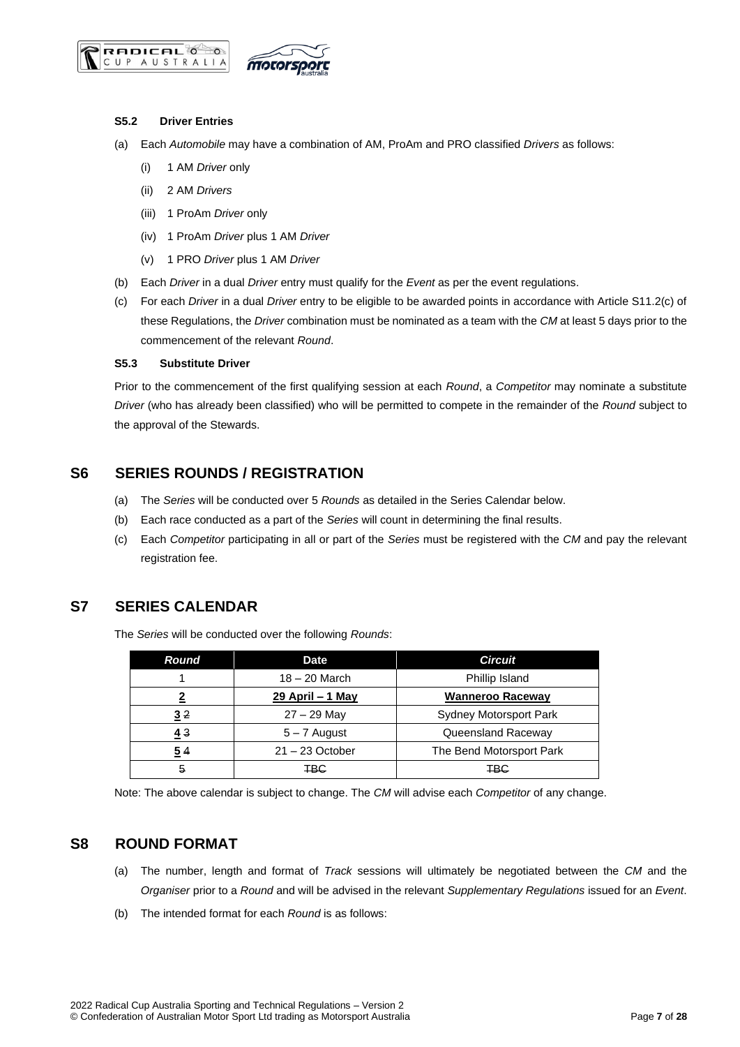### S5.2 Driver Entries

(a) Each *Automobile* may have a combination of AM, ProAm and PRO classified *Drivers* as follows:

(i) 1 AM *Driver* only

(ii) 2 AM *Drivers*

(iii) 1 ProAm *Driver* only

(iv) 1 ProAm *Driver* plus 1 AM *Driver*

(v) 1 PRO *Driver* plus 1 AM *Driver*

(b) Each *Driver* in a dual *Driver* entry must qualify for the *Event* as per the event regulations.

(c) For each *Driver* in a dual *Driver* entry to be eligible to be awarded points in accordance with Article S11.2(c) of these Regulations, the *Driver* combination must be nominated as a team with the *CM* at least 5 days prior to the commencement of the relevant *Round*.

### S5.3 Substitute Driver

Prior to the commencement of the first qualifying session at each *Round*, a *Competitor* may nominate a substitute *Driver* (who has already been classified) who will be permitted to compete in the remainder of the *Round* subject to the approval of the Stewards.

## S6 SERIES ROUNDS / REGISTRATION

(a) The *Series* will be conducted over 5 *Rounds* as detailed in the Series Calendar below.

(b) Each race conducted as a part of the *Series* will count in determining the final results.

(c) Each *Competitor* participating in all or part of the *Series* must be registered with the *CM* and pay the relevant registration fee.

## S7 SERIES CALENDAR

The *Series* will be conducted over the following *Rounds*:

| *Round* | Date | *Circuit* |
|---|---|---|
| 1 | 18 – 20 March | Phillip Island |
| **2** | **29 April – 1 May** | **Wanneroo Raceway** |
| **3** ~~2~~ | 27 – 29 May | Sydney Motorsport Park |
| **4** ~~3~~ | 5 – 7 August | Queensland Raceway |
| **5** ~~4~~ | 21 – 23 October | The Bend Motorsport Park |
| ~~5~~ | ~~TBC~~ | ~~TBC~~ |

Note: The above calendar is subject to change. The *CM* will advise each *Competitor* of any change.

## S8 ROUND FORMAT

(a) The number, length and format of *Track* sessions will ultimately be negotiated between the *CM* and the *Organiser* prior to a *Round* and will be advised in the relevant *Supplementary Regulations* issued for an *Event*.

(b) The intended format for each *Round* is as follows: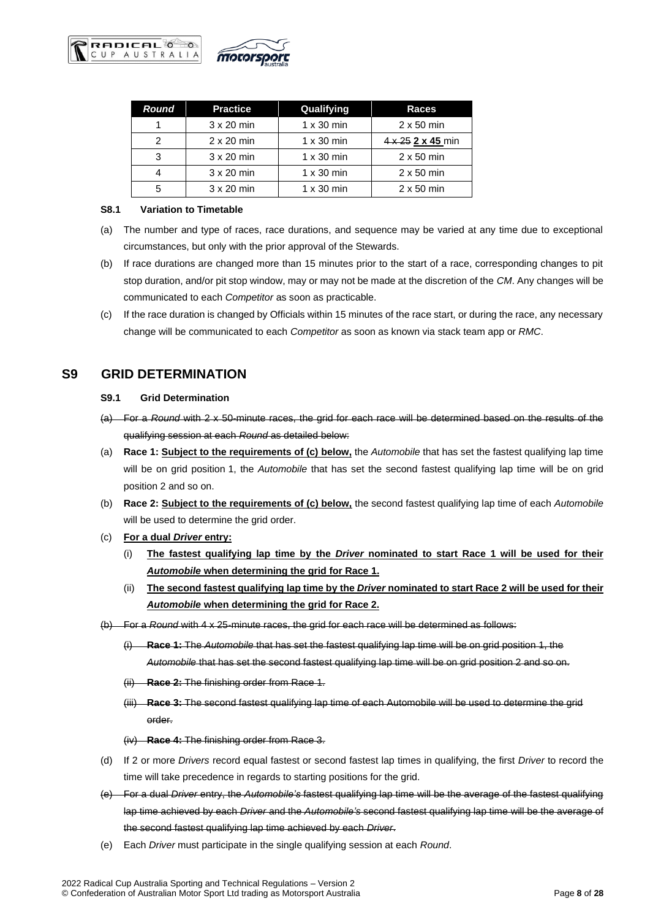| *Round* | Practice | Qualifying | Races |
|---|---|---|---|
| 1 | 3 x 20 min | 1 x 30 min | 2 x 50 min |
| 2 | 2 x 20 min | 1 x 30 min | ~~4 x 25~~ **<u>2 x 45</u>** min |
| 3 | 3 x 20 min | 1 x 30 min | 2 x 50 min |
| 4 | 3 x 20 min | 1 x 30 min | 2 x 50 min |
| 5 | 3 x 20 min | 1 x 30 min | 2 x 50 min |

#### S8.1 Variation to Timetable

(a) The number and type of races, race durations, and sequence may be varied at any time due to exceptional circumstances, but only with the prior approval of the Stewards.

(b) If race durations are changed more than 15 minutes prior to the start of a race, corresponding changes to pit stop duration, and/or pit stop window, may or may not be made at the discretion of the *CM*. Any changes will be communicated to each *Competitor* as soon as practicable.

(c) If the race duration is changed by Officials within 15 minutes of the race start, or during the race, any necessary change will be communicated to each *Competitor* as soon as known via stack team app or *RMC*.

## S9 GRID DETERMINATION

#### S9.1 Grid Determination

~~(a) For a *Round* with 2 x 50-minute races, the grid for each race will be determined based on the results of the qualifying session at each *Round* as detailed below:~~

(a) **Race 1: <u>Subject to the requirements of (c) below,</u>** the *Automobile* that has set the fastest qualifying lap time will be on grid position 1, the *Automobile* that has set the second fastest qualifying lap time will be on grid position 2 and so on.

(b) **Race 2: <u>Subject to the requirements of (c) below,</u>** the second fastest qualifying lap time of each *Automobile* will be used to determine the grid order.

(c) **<u>For a dual *Driver* entry:</u>**

  (i) **<u>The fastest qualifying lap time by the *Driver* nominated to start Race 1 will be used for their *Automobile* when determining the grid for Race 1.</u>**

  (ii) **<u>The second fastest qualifying lap time by the *Driver* nominated to start Race 2 will be used for their *Automobile* when determining the grid for Race 2.</u>**

~~(b) For a *Round* with 4 x 25-minute races, the grid for each race will be determined as follows:~~

  ~~(i) **Race 1:** The *Automobile* that has set the fastest qualifying lap time will be on grid position 1, the *Automobile* that has set the second fastest qualifying lap time will be on grid position 2 and so on.~~

  ~~(ii) **Race 2:** The finishing order from Race 1.~~

  ~~(iii) **Race 3:** The second fastest qualifying lap time of each Automobile will be used to determine the grid order.~~

  ~~(iv) **Race 4:** The finishing order from Race 3.~~

(d) If 2 or more *Drivers* record equal fastest or second fastest lap times in qualifying, the first *Driver* to record the time will take precedence in regards to starting positions for the grid.

~~(e) For a dual *Driver* entry, the *Automobile's* fastest qualifying lap time will be the average of the fastest qualifying lap time achieved by each *Driver* and the *Automobile's* second fastest qualifying lap time will be the average of the second fastest qualifying lap time achieved by each *Driver*.~~

(e) Each *Driver* must participate in the single qualifying session at each *Round*.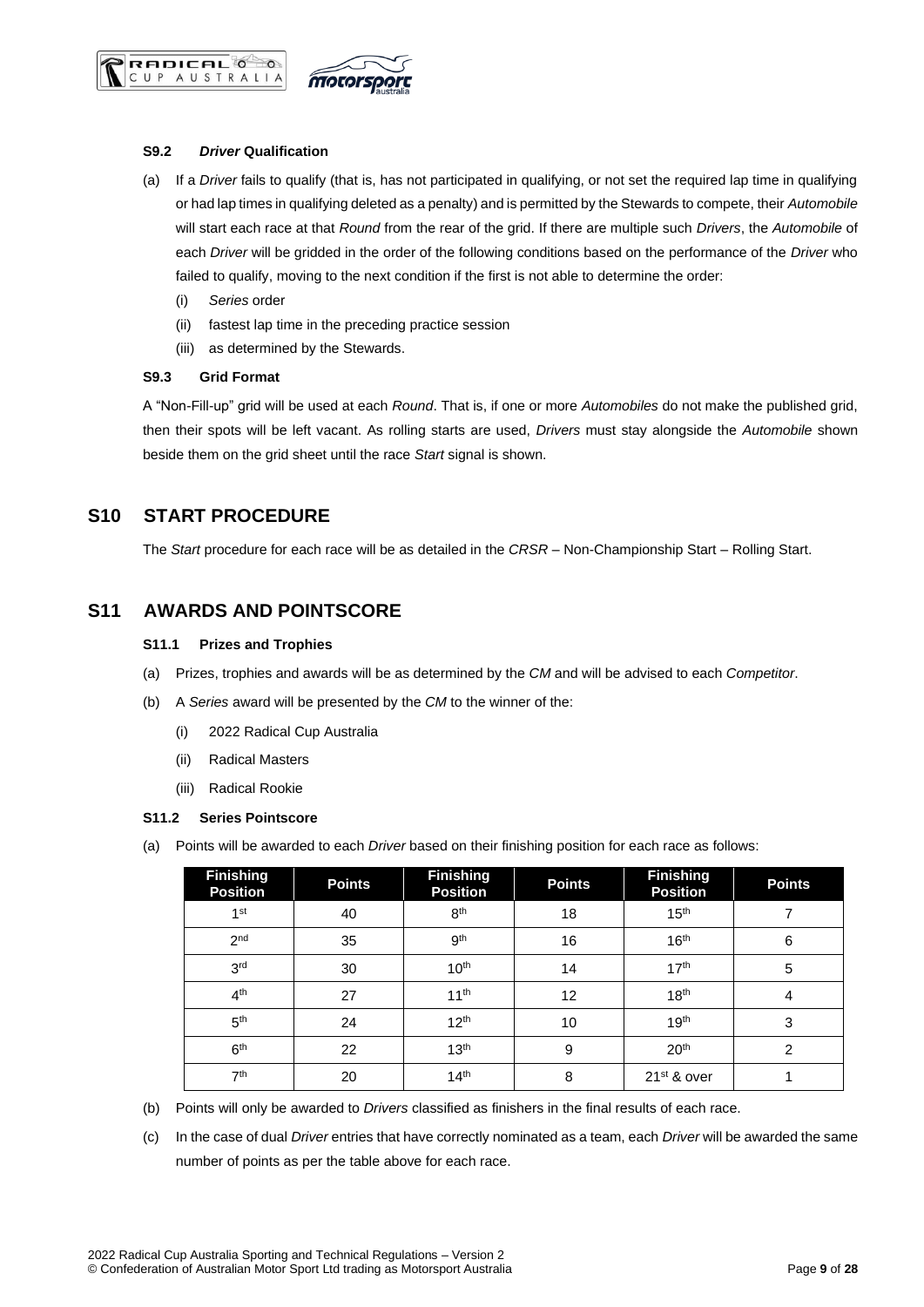### S9.2 *Driver* Qualification

(a) If a *Driver* fails to qualify (that is, has not participated in qualifying, or not set the required lap time in qualifying or had lap times in qualifying deleted as a penalty) and is permitted by the Stewards to compete, their *Automobile* will start each race at that *Round* from the rear of the grid. If there are multiple such *Drivers*, the *Automobile* of each *Driver* will be gridded in the order of the following conditions based on the performance of the *Driver* who failed to qualify, moving to the next condition if the first is not able to determine the order:

   (i) *Series* order

   (ii) fastest lap time in the preceding practice session

   (iii) as determined by the Stewards.

### S9.3 Grid Format

A "Non-Fill-up" grid will be used at each *Round*. That is, if one or more *Automobiles* do not make the published grid, then their spots will be left vacant. As rolling starts are used, *Drivers* must stay alongside the *Automobile* shown beside them on the grid sheet until the race *Start* signal is shown.

## S10 START PROCEDURE

The *Start* procedure for each race will be as detailed in the *CRSR* – Non-Championship Start – Rolling Start.

## S11 AWARDS AND POINTSCORE

### S11.1 Prizes and Trophies

(a) Prizes, trophies and awards will be as determined by the *CM* and will be advised to each *Competitor*.

(b) A *Series* award will be presented by the *CM* to the winner of the:

   (i) 2022 Radical Cup Australia

   (ii) Radical Masters

   (iii) Radical Rookie

### S11.2 Series Pointscore

(a) Points will be awarded to each *Driver* based on their finishing position for each race as follows:

| Finishing Position | Points | Finishing Position | Points | Finishing Position | Points |
|---|---|---|---|---|---|
| 1st | 40 | 8th | 18 | 15th | 7 |
| 2nd | 35 | 9th | 16 | 16th | 6 |
| 3rd | 30 | 10th | 14 | 17th | 5 |
| 4th | 27 | 11th | 12 | 18th | 4 |
| 5th | 24 | 12th | 10 | 19th | 3 |
| 6th | 22 | 13th | 9 | 20th | 2 |
| 7th | 20 | 14th | 8 | 21st & over | 1 |

(b) Points will only be awarded to *Drivers* classified as finishers in the final results of each race.

(c) In the case of dual *Driver* entries that have correctly nominated as a team, each *Driver* will be awarded the same number of points as per the table above for each race.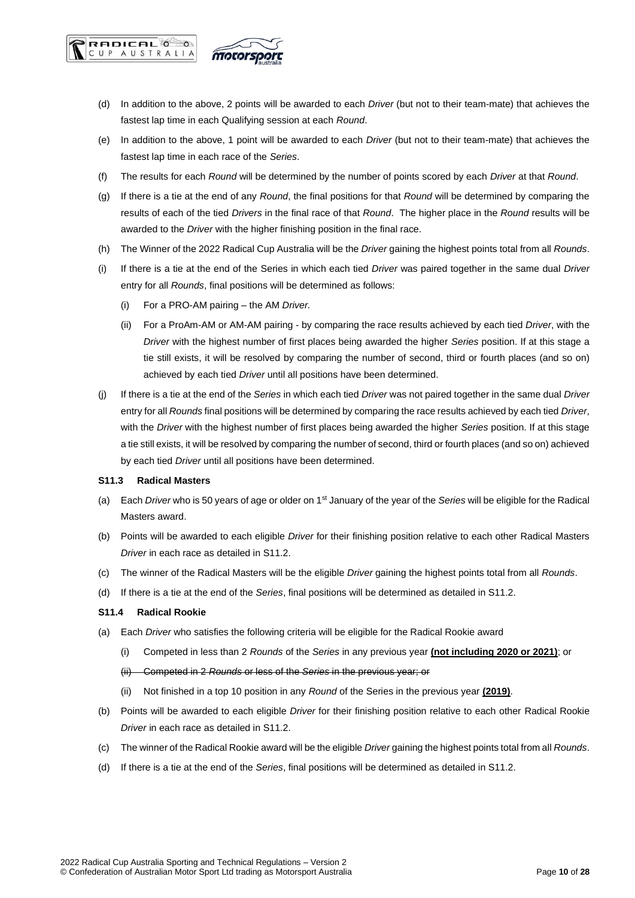(d) In addition to the above, 2 points will be awarded to each *Driver* (but not to their team-mate) that achieves the fastest lap time in each Qualifying session at each *Round*.

(e) In addition to the above, 1 point will be awarded to each *Driver* (but not to their team-mate) that achieves the fastest lap time in each race of the *Series*.

(f) The results for each *Round* will be determined by the number of points scored by each *Driver* at that *Round*.

(g) If there is a tie at the end of any *Round*, the final positions for that *Round* will be determined by comparing the results of each of the tied *Drivers* in the final race of that *Round*. The higher place in the *Round* results will be awarded to the *Driver* with the higher finishing position in the final race.

(h) The Winner of the 2022 Radical Cup Australia will be the *Driver* gaining the highest points total from all *Rounds*.

(i) If there is a tie at the end of the Series in which each tied *Driver* was paired together in the same dual *Driver* entry for all *Rounds*, final positions will be determined as follows:

   (i) For a PRO-AM pairing – the AM *Driver.*

   (ii) For a ProAm-AM or AM-AM pairing - by comparing the race results achieved by each tied *Driver*, with the *Driver* with the highest number of first places being awarded the higher *Series* position. If at this stage a tie still exists, it will be resolved by comparing the number of second, third or fourth places (and so on) achieved by each tied *Driver* until all positions have been determined.

(j) If there is a tie at the end of the *Series* in which each tied *Driver* was not paired together in the same dual *Driver* entry for all *Rounds* final positions will be determined by comparing the race results achieved by each tied *Driver*, with the *Driver* with the highest number of first places being awarded the higher *Series* position. If at this stage a tie still exists, it will be resolved by comparing the number of second, third or fourth places (and so on) achieved by each tied *Driver* until all positions have been determined.

**S11.3 Radical Masters**

(a) Each *Driver* who is 50 years of age or older on 1st January of the year of the *Series* will be eligible for the Radical Masters award.

(b) Points will be awarded to each eligible *Driver* for their finishing position relative to each other Radical Masters *Driver* in each race as detailed in S11.2.

(c) The winner of the Radical Masters will be the eligible *Driver* gaining the highest points total from all *Rounds*.

(d) If there is a tie at the end of the *Series*, final positions will be determined as detailed in S11.2.

**S11.4 Radical Rookie**

(a) Each *Driver* who satisfies the following criteria will be eligible for the Radical Rookie award

   (i) Competed in less than 2 *Rounds* of the *Series* in any previous year **(not including 2020 or 2021)**; or

   ~~(ii) Competed in 2 *Rounds* or less of the *Series* in the previous year; or~~

   (ii) Not finished in a top 10 position in any *Round* of the Series in the previous year **(2019)**.

(b) Points will be awarded to each eligible *Driver* for their finishing position relative to each other Radical Rookie *Driver* in each race as detailed in S11.2.

(c) The winner of the Radical Rookie award will be the eligible *Driver* gaining the highest points total from all *Rounds*.

(d) If there is a tie at the end of the *Series*, final positions will be determined as detailed in S11.2.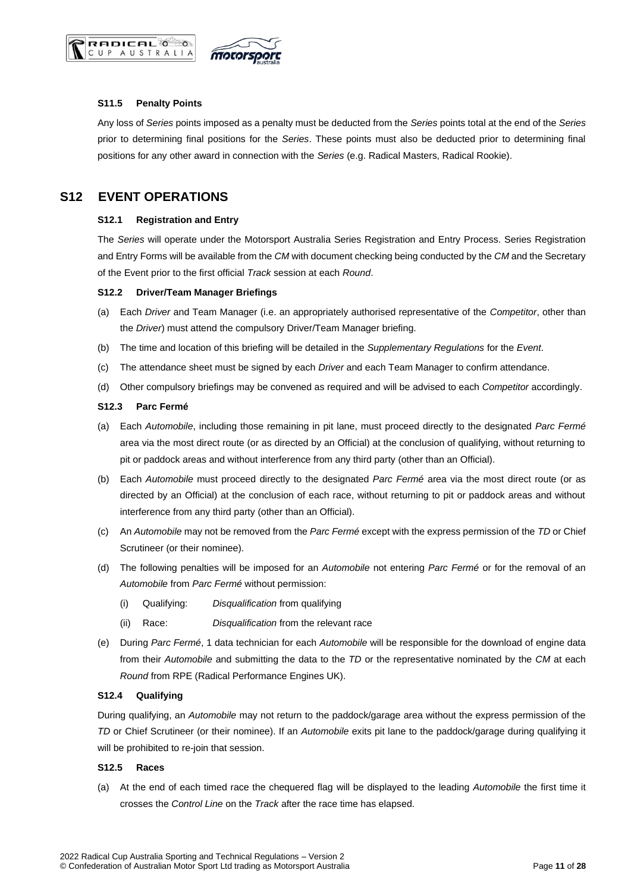### S11.5 Penalty Points

Any loss of *Series* points imposed as a penalty must be deducted from the *Series* points total at the end of the *Series* prior to determining final positions for the *Series*. These points must also be deducted prior to determining final positions for any other award in connection with the *Series* (e.g. Radical Masters, Radical Rookie).

## S12 EVENT OPERATIONS

### S12.1 Registration and Entry

The *Series* will operate under the Motorsport Australia Series Registration and Entry Process. Series Registration and Entry Forms will be available from the *CM* with document checking being conducted by the *CM* and the Secretary of the Event prior to the first official *Track* session at each *Round*.

### S12.2 Driver/Team Manager Briefings

(a) Each *Driver* and Team Manager (i.e. an appropriately authorised representative of the *Competitor*, other than the *Driver*) must attend the compulsory Driver/Team Manager briefing.

(b) The time and location of this briefing will be detailed in the *Supplementary Regulations* for the *Event*.

(c) The attendance sheet must be signed by each *Driver* and each Team Manager to confirm attendance.

(d) Other compulsory briefings may be convened as required and will be advised to each *Competitor* accordingly.

### S12.3 Parc Fermé

(a) Each *Automobile*, including those remaining in pit lane, must proceed directly to the designated *Parc Fermé* area via the most direct route (or as directed by an Official) at the conclusion of qualifying, without returning to pit or paddock areas and without interference from any third party (other than an Official).

(b) Each *Automobile* must proceed directly to the designated *Parc Fermé* area via the most direct route (or as directed by an Official) at the conclusion of each race, without returning to pit or paddock areas and without interference from any third party (other than an Official).

(c) An *Automobile* may not be removed from the *Parc Fermé* except with the express permission of the *TD* or Chief Scrutineer (or their nominee).

(d) The following penalties will be imposed for an *Automobile* not entering *Parc Fermé* or for the removal of an *Automobile* from *Parc Fermé* without permission:

   (i) Qualifying: *Disqualification* from qualifying

   (ii) Race: *Disqualification* from the relevant race

(e) During *Parc Fermé*, 1 data technician for each *Automobile* will be responsible for the download of engine data from their *Automobile* and submitting the data to the *TD* or the representative nominated by the *CM* at each *Round* from RPE (Radical Performance Engines UK).

### S12.4 Qualifying

During qualifying, an *Automobile* may not return to the paddock/garage area without the express permission of the *TD* or Chief Scrutineer (or their nominee). If an *Automobile* exits pit lane to the paddock/garage during qualifying it will be prohibited to re-join that session.

### S12.5 Races

(a) At the end of each timed race the chequered flag will be displayed to the leading *Automobile* the first time it crosses the *Control Line* on the *Track* after the race time has elapsed.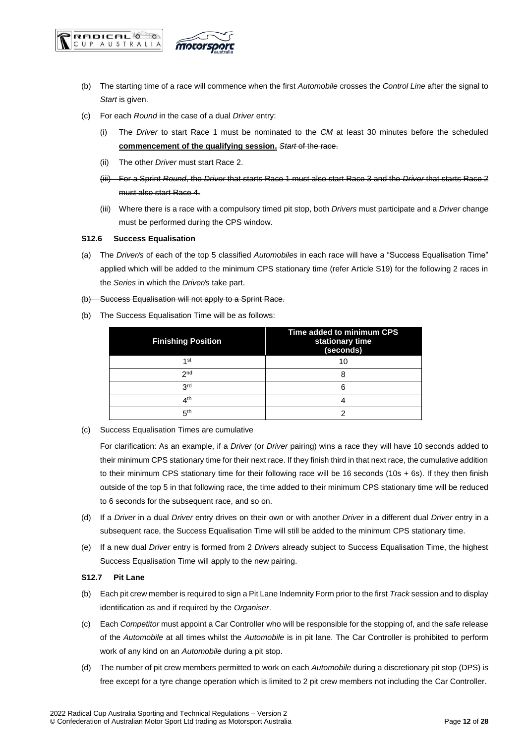(b) The starting time of a race will commence when the first *Automobile* crosses the *Control Line* after the signal to *Start* is given.

(c) For each *Round* in the case of a dual *Driver* entry:

   (i) The *Driver* to start Race 1 must be nominated to the *CM* at least 30 minutes before the scheduled **commencement of the qualifying session.** ~~*Start* of the race.~~

   (ii) The other *Driver* must start Race 2.

   ~~(iii) For a Sprint *Round*, the *Driver* that starts Race 1 must also start Race 3 and the *Driver* that starts Race 2 must also start Race 4.~~

   (iii) Where there is a race with a compulsory timed pit stop, both *Drivers* must participate and a *Driver* change must be performed during the CPS window.

**S12.6 Success Equalisation**

(a) The *Driver/s* of each of the top 5 classified *Automobiles* in each race will have a "Success Equalisation Time" applied which will be added to the minimum CPS stationary time (refer Article S19) for the following 2 races in the *Series* in which the *Driver/s* take part.

~~(b) Success Equalisation will not apply to a Sprint Race.~~

(b) The Success Equalisation Time will be as follows:

| Finishing Position | Time added to minimum CPS stationary time (seconds) |
|---|---|
| 1st | 10 |
| 2nd | 8 |
| 3rd | 6 |
| 4th | 4 |
| 5th | 2 |

(c) Success Equalisation Times are cumulative

For clarification: As an example, if a *Driver* (or *Driver* pairing) wins a race they will have 10 seconds added to their minimum CPS stationary time for their next race. If they finish third in that next race, the cumulative addition to their minimum CPS stationary time for their following race will be 16 seconds (10s + 6s). If they then finish outside of the top 5 in that following race, the time added to their minimum CPS stationary time will be reduced to 6 seconds for the subsequent race, and so on.

(d) If a *Driver* in a dual *Driver* entry drives on their own or with another *Driver* in a different dual *Driver* entry in a subsequent race, the Success Equalisation Time will still be added to the minimum CPS stationary time.

(e) If a new dual *Driver* entry is formed from 2 *Drivers* already subject to Success Equalisation Time, the highest Success Equalisation Time will apply to the new pairing.

**S12.7 Pit Lane**

(b) Each pit crew member is required to sign a Pit Lane Indemnity Form prior to the first *Track* session and to display identification as and if required by the *Organiser*.

(c) Each *Competitor* must appoint a Car Controller who will be responsible for the stopping of, and the safe release of the *Automobile* at all times whilst the *Automobile* is in pit lane. The Car Controller is prohibited to perform work of any kind on an *Automobile* during a pit stop.

(d) The number of pit crew members permitted to work on each *Automobile* during a discretionary pit stop (DPS) is free except for a tyre change operation which is limited to 2 pit crew members not including the Car Controller.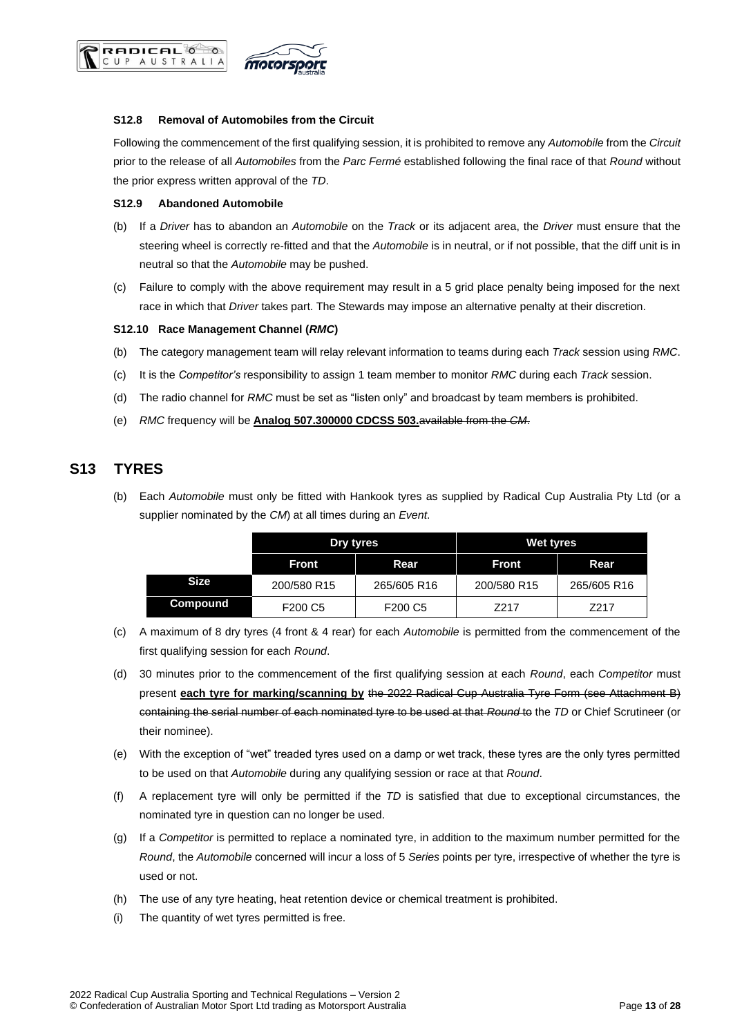### S12.8 Removal of Automobiles from the Circuit

Following the commencement of the first qualifying session, it is prohibited to remove any *Automobile* from the *Circuit* prior to the release of all *Automobiles* from the *Parc Fermé* established following the final race of that *Round* without the prior express written approval of the *TD*.

### S12.9 Abandoned Automobile

(b) If a *Driver* has to abandon an *Automobile* on the *Track* or its adjacent area, the *Driver* must ensure that the steering wheel is correctly re-fitted and that the *Automobile* is in neutral, or if not possible, that the diff unit is in neutral so that the *Automobile* may be pushed.

(c) Failure to comply with the above requirement may result in a 5 grid place penalty being imposed for the next race in which that *Driver* takes part. The Stewards may impose an alternative penalty at their discretion.

### S12.10 Race Management Channel (*RMC*)

(b) The category management team will relay relevant information to teams during each *Track* session using *RMC*.

(c) It is the *Competitor's* responsibility to assign 1 team member to monitor *RMC* during each *Track* session.

(d) The radio channel for *RMC* must be set as "listen only" and broadcast by team members is prohibited.

(e) *RMC* frequency will be **Analog 507.300000 CDCSS 503.**~~available from the *CM*.~~

## S13 TYRES

(b) Each *Automobile* must only be fitted with Hankook tyres as supplied by Radical Cup Australia Pty Ltd (or a supplier nominated by the *CM*) at all times during an *Event*.

| | Dry tyres | | Wet tyres | |
|---|---|---|---|---|
| | Front | Rear | Front | Rear |
| **Size** | 200/580 R15 | 265/605 R16 | 200/580 R15 | 265/605 R16 |
| **Compound** | F200 C5 | F200 C5 | Z217 | Z217 |

(c) A maximum of 8 dry tyres (4 front & 4 rear) for each *Automobile* is permitted from the commencement of the first qualifying session for each *Round*.

(d) 30 minutes prior to the commencement of the first qualifying session at each *Round*, each *Competitor* must present **each tyre for marking/scanning by** ~~the 2022 Radical Cup Australia Tyre Form (see Attachment B) containing the serial number of each nominated tyre to be used at that *Round* to~~ the *TD* or Chief Scrutineer (or their nominee).

(e) With the exception of "wet" treaded tyres used on a damp or wet track, these tyres are the only tyres permitted to be used on that *Automobile* during any qualifying session or race at that *Round*.

(f) A replacement tyre will only be permitted if the *TD* is satisfied that due to exceptional circumstances, the nominated tyre in question can no longer be used.

(g) If a *Competitor* is permitted to replace a nominated tyre, in addition to the maximum number permitted for the *Round*, the *Automobile* concerned will incur a loss of 5 *Series* points per tyre, irrespective of whether the tyre is used or not.

(h) The use of any tyre heating, heat retention device or chemical treatment is prohibited.

(i) The quantity of wet tyres permitted is free.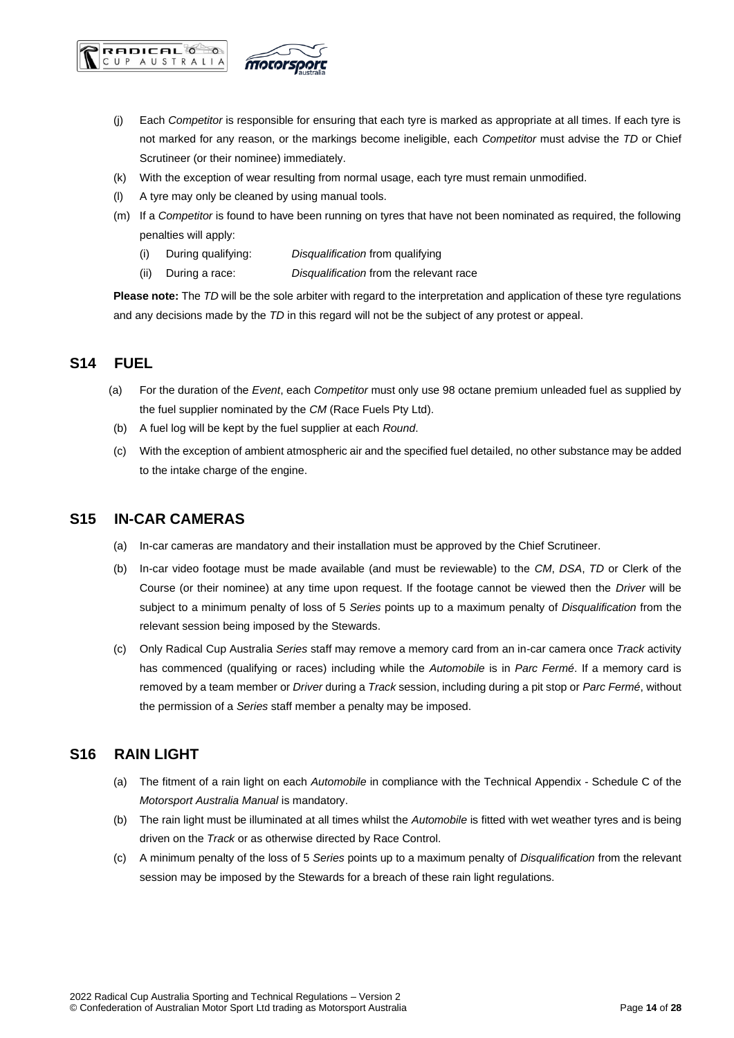(j) Each *Competitor* is responsible for ensuring that each tyre is marked as appropriate at all times. If each tyre is not marked for any reason, or the markings become ineligible, each *Competitor* must advise the *TD* or Chief Scrutineer (or their nominee) immediately.

(k) With the exception of wear resulting from normal usage, each tyre must remain unmodified.

(l) A tyre may only be cleaned by using manual tools.

(m) If a *Competitor* is found to have been running on tyres that have not been nominated as required, the following penalties will apply:

- (i) During qualifying: *Disqualification* from qualifying
- (ii) During a race: *Disqualification* from the relevant race

**Please note:** The *TD* will be the sole arbiter with regard to the interpretation and application of these tyre regulations and any decisions made by the *TD* in this regard will not be the subject of any protest or appeal.

## S14 FUEL

(a) For the duration of the *Event*, each *Competitor* must only use 98 octane premium unleaded fuel as supplied by the fuel supplier nominated by the *CM* (Race Fuels Pty Ltd).

(b) A fuel log will be kept by the fuel supplier at each *Round*.

(c) With the exception of ambient atmospheric air and the specified fuel detailed, no other substance may be added to the intake charge of the engine.

## S15 IN-CAR CAMERAS

(a) In-car cameras are mandatory and their installation must be approved by the Chief Scrutineer.

(b) In-car video footage must be made available (and must be reviewable) to the *CM*, *DSA*, *TD* or Clerk of the Course (or their nominee) at any time upon request. If the footage cannot be viewed then the *Driver* will be subject to a minimum penalty of loss of 5 *Series* points up to a maximum penalty of *Disqualification* from the relevant session being imposed by the Stewards.

(c) Only Radical Cup Australia *Series* staff may remove a memory card from an in-car camera once *Track* activity has commenced (qualifying or races) including while the *Automobile* is in *Parc Fermé*. If a memory card is removed by a team member or *Driver* during a *Track* session, including during a pit stop or *Parc Fermé*, without the permission of a *Series* staff member a penalty may be imposed.

## S16 RAIN LIGHT

(a) The fitment of a rain light on each *Automobile* in compliance with the Technical Appendix - Schedule C of the *Motorsport Australia Manual* is mandatory.

(b) The rain light must be illuminated at all times whilst the *Automobile* is fitted with wet weather tyres and is being driven on the *Track* or as otherwise directed by Race Control.

(c) A minimum penalty of the loss of 5 *Series* points up to a maximum penalty of *Disqualification* from the relevant session may be imposed by the Stewards for a breach of these rain light regulations.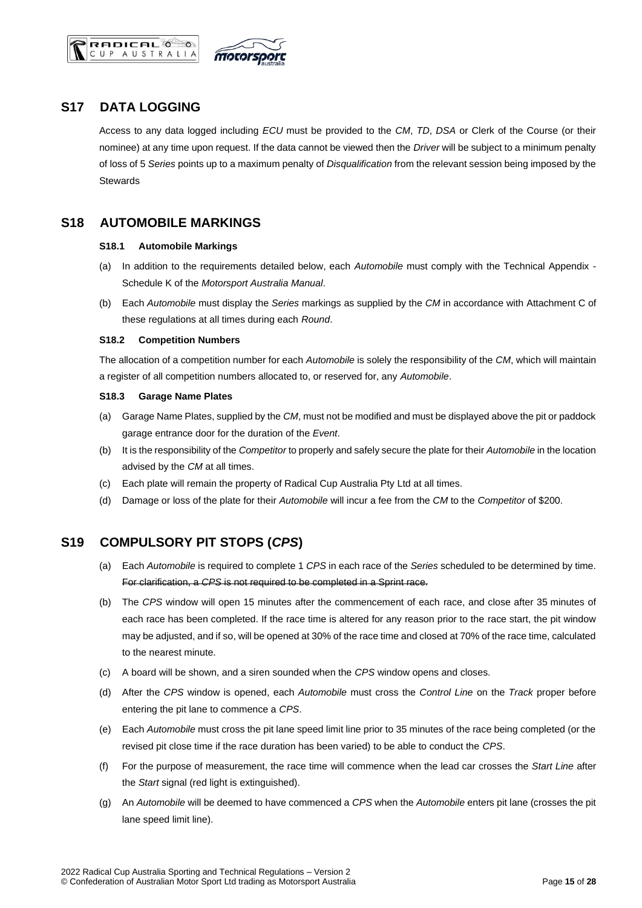## S17 DATA LOGGING

Access to any data logged including *ECU* must be provided to the *CM*, *TD*, *DSA* or Clerk of the Course (or their nominee) at any time upon request. If the data cannot be viewed then the *Driver* will be subject to a minimum penalty of loss of 5 *Series* points up to a maximum penalty of *Disqualification* from the relevant session being imposed by the Stewards

## S18 AUTOMOBILE MARKINGS

### S18.1 Automobile Markings

(a) In addition to the requirements detailed below, each *Automobile* must comply with the Technical Appendix - Schedule K of the *Motorsport Australia Manual*.

(b) Each *Automobile* must display the *Series* markings as supplied by the *CM* in accordance with Attachment C of these regulations at all times during each *Round*.

### S18.2 Competition Numbers

The allocation of a competition number for each *Automobile* is solely the responsibility of the *CM*, which will maintain a register of all competition numbers allocated to, or reserved for, any *Automobile*.

### S18.3 Garage Name Plates

(a) Garage Name Plates, supplied by the *CM*, must not be modified and must be displayed above the pit or paddock garage entrance door for the duration of the *Event*.

(b) It is the responsibility of the *Competitor* to properly and safely secure the plate for their *Automobile* in the location advised by the *CM* at all times.

(c) Each plate will remain the property of Radical Cup Australia Pty Ltd at all times.

(d) Damage or loss of the plate for their *Automobile* will incur a fee from the *CM* to the *Competitor* of $200.

## S19 COMPULSORY PIT STOPS (*CPS*)

(a) Each *Automobile* is required to complete 1 *CPS* in each race of the *Series* scheduled to be determined by time. ~~For clarification, a *CPS* is not required to be completed in a Sprint race.~~

(b) The *CPS* window will open 15 minutes after the commencement of each race, and close after 35 minutes of each race has been completed. If the race time is altered for any reason prior to the race start, the pit window may be adjusted, and if so, will be opened at 30% of the race time and closed at 70% of the race time, calculated to the nearest minute.

(c) A board will be shown, and a siren sounded when the *CPS* window opens and closes.

(d) After the *CPS* window is opened, each *Automobile* must cross the *Control Line* on the *Track* proper before entering the pit lane to commence a *CPS*.

(e) Each *Automobile* must cross the pit lane speed limit line prior to 35 minutes of the race being completed (or the revised pit close time if the race duration has been varied) to be able to conduct the *CPS*.

(f) For the purpose of measurement, the race time will commence when the lead car crosses the *Start Line* after the *Start* signal (red light is extinguished).

(g) An *Automobile* will be deemed to have commenced a *CPS* when the *Automobile* enters pit lane (crosses the pit lane speed limit line).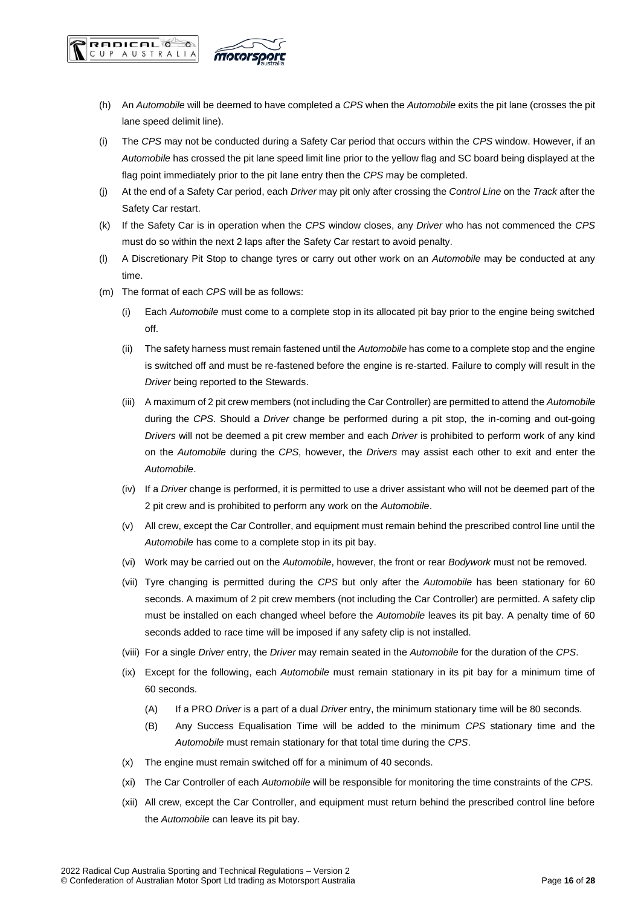(h) An *Automobile* will be deemed to have completed a *CPS* when the *Automobile* exits the pit lane (crosses the pit lane speed delimit line).

(i) The *CPS* may not be conducted during a Safety Car period that occurs within the *CPS* window. However, if an *Automobile* has crossed the pit lane speed limit line prior to the yellow flag and SC board being displayed at the flag point immediately prior to the pit lane entry then the *CPS* may be completed.

(j) At the end of a Safety Car period, each *Driver* may pit only after crossing the *Control Line* on the *Track* after the Safety Car restart.

(k) If the Safety Car is in operation when the *CPS* window closes, any *Driver* who has not commenced the *CPS* must do so within the next 2 laps after the Safety Car restart to avoid penalty.

(l) A Discretionary Pit Stop to change tyres or carry out other work on an *Automobile* may be conducted at any time.

(m) The format of each *CPS* will be as follows:

  (i) Each *Automobile* must come to a complete stop in its allocated pit bay prior to the engine being switched off.

  (ii) The safety harness must remain fastened until the *Automobile* has come to a complete stop and the engine is switched off and must be re-fastened before the engine is re-started. Failure to comply will result in the *Driver* being reported to the Stewards.

  (iii) A maximum of 2 pit crew members (not including the Car Controller) are permitted to attend the *Automobile* during the *CPS*. Should a *Driver* change be performed during a pit stop, the in-coming and out-going *Drivers* will not be deemed a pit crew member and each *Driver* is prohibited to perform work of any kind on the *Automobile* during the *CPS*, however, the *Drivers* may assist each other to exit and enter the *Automobile*.

  (iv) If a *Driver* change is performed, it is permitted to use a driver assistant who will not be deemed part of the 2 pit crew and is prohibited to perform any work on the *Automobile*.

  (v) All crew, except the Car Controller, and equipment must remain behind the prescribed control line until the *Automobile* has come to a complete stop in its pit bay.

  (vi) Work may be carried out on the *Automobile*, however, the front or rear *Bodywork* must not be removed.

  (vii) Tyre changing is permitted during the *CPS* but only after the *Automobile* has been stationary for 60 seconds. A maximum of 2 pit crew members (not including the Car Controller) are permitted. A safety clip must be installed on each changed wheel before the *Automobile* leaves its pit bay. A penalty time of 60 seconds added to race time will be imposed if any safety clip is not installed.

  (viii) For a single *Driver* entry, the *Driver* may remain seated in the *Automobile* for the duration of the *CPS*.

  (ix) Except for the following, each *Automobile* must remain stationary in its pit bay for a minimum time of 60 seconds.

    (A) If a PRO *Driver* is a part of a dual *Driver* entry, the minimum stationary time will be 80 seconds.

    (B) Any Success Equalisation Time will be added to the minimum *CPS* stationary time and the *Automobile* must remain stationary for that total time during the *CPS*.

  (x) The engine must remain switched off for a minimum of 40 seconds.

  (xi) The Car Controller of each *Automobile* will be responsible for monitoring the time constraints of the *CPS*.

  (xii) All crew, except the Car Controller, and equipment must return behind the prescribed control line before the *Automobile* can leave its pit bay.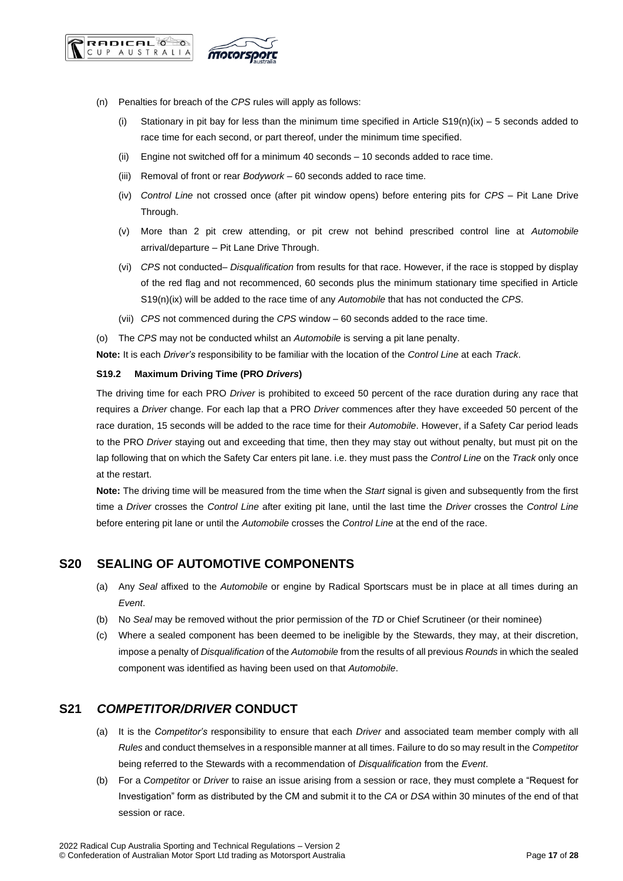(n) Penalties for breach of the *CPS* rules will apply as follows:

   (i) Stationary in pit bay for less than the minimum time specified in Article S19(n)(ix) – 5 seconds added to race time for each second, or part thereof, under the minimum time specified.

   (ii) Engine not switched off for a minimum 40 seconds – 10 seconds added to race time.

   (iii) Removal of front or rear *Bodywork* – 60 seconds added to race time.

   (iv) *Control Line* not crossed once (after pit window opens) before entering pits for *CPS* – Pit Lane Drive Through.

   (v) More than 2 pit crew attending, or pit crew not behind prescribed control line at *Automobile* arrival/departure – Pit Lane Drive Through.

   (vi) *CPS* not conducted– *Disqualification* from results for that race. However, if the race is stopped by display of the red flag and not recommenced, 60 seconds plus the minimum stationary time specified in Article S19(n)(ix) will be added to the race time of any *Automobile* that has not conducted the *CPS*.

   (vii) *CPS* not commenced during the *CPS* window – 60 seconds added to the race time.

(o) The *CPS* may not be conducted whilst an *Automobile* is serving a pit lane penalty.

**Note:** It is each *Driver's* responsibility to be familiar with the location of the *Control Line* at each *Track*.

#### S19.2 Maximum Driving Time (PRO *Drivers*)

The driving time for each PRO *Driver* is prohibited to exceed 50 percent of the race duration during any race that requires a *Driver* change. For each lap that a PRO *Driver* commences after they have exceeded 50 percent of the race duration, 15 seconds will be added to the race time for their *Automobile*. However, if a Safety Car period leads to the PRO *Driver* staying out and exceeding that time, then they may stay out without penalty, but must pit on the lap following that on which the Safety Car enters pit lane. i.e. they must pass the *Control Line* on the *Track* only once at the restart.

**Note:** The driving time will be measured from the time when the *Start* signal is given and subsequently from the first time a *Driver* crosses the *Control Line* after exiting pit lane, until the last time the *Driver* crosses the *Control Line* before entering pit lane or until the *Automobile* crosses the *Control Line* at the end of the race.

## S20 SEALING OF AUTOMOTIVE COMPONENTS

(a) Any *Seal* affixed to the *Automobile* or engine by Radical Sportscars must be in place at all times during an *Event*.

(b) No *Seal* may be removed without the prior permission of the *TD* or Chief Scrutineer (or their nominee)

(c) Where a sealed component has been deemed to be ineligible by the Stewards, they may, at their discretion, impose a penalty of *Disqualification* of the *Automobile* from the results of all previous *Rounds* in which the sealed component was identified as having been used on that *Automobile*.

## S21 *COMPETITOR/DRIVER* CONDUCT

(a) It is the *Competitor's* responsibility to ensure that each *Driver* and associated team member comply with all *Rules* and conduct themselves in a responsible manner at all times. Failure to do so may result in the *Competitor* being referred to the Stewards with a recommendation of *Disqualification* from the *Event*.

(b) For a *Competitor* or *Driver* to raise an issue arising from a session or race, they must complete a "Request for Investigation" form as distributed by the CM and submit it to the *CA* or *DSA* within 30 minutes of the end of that session or race.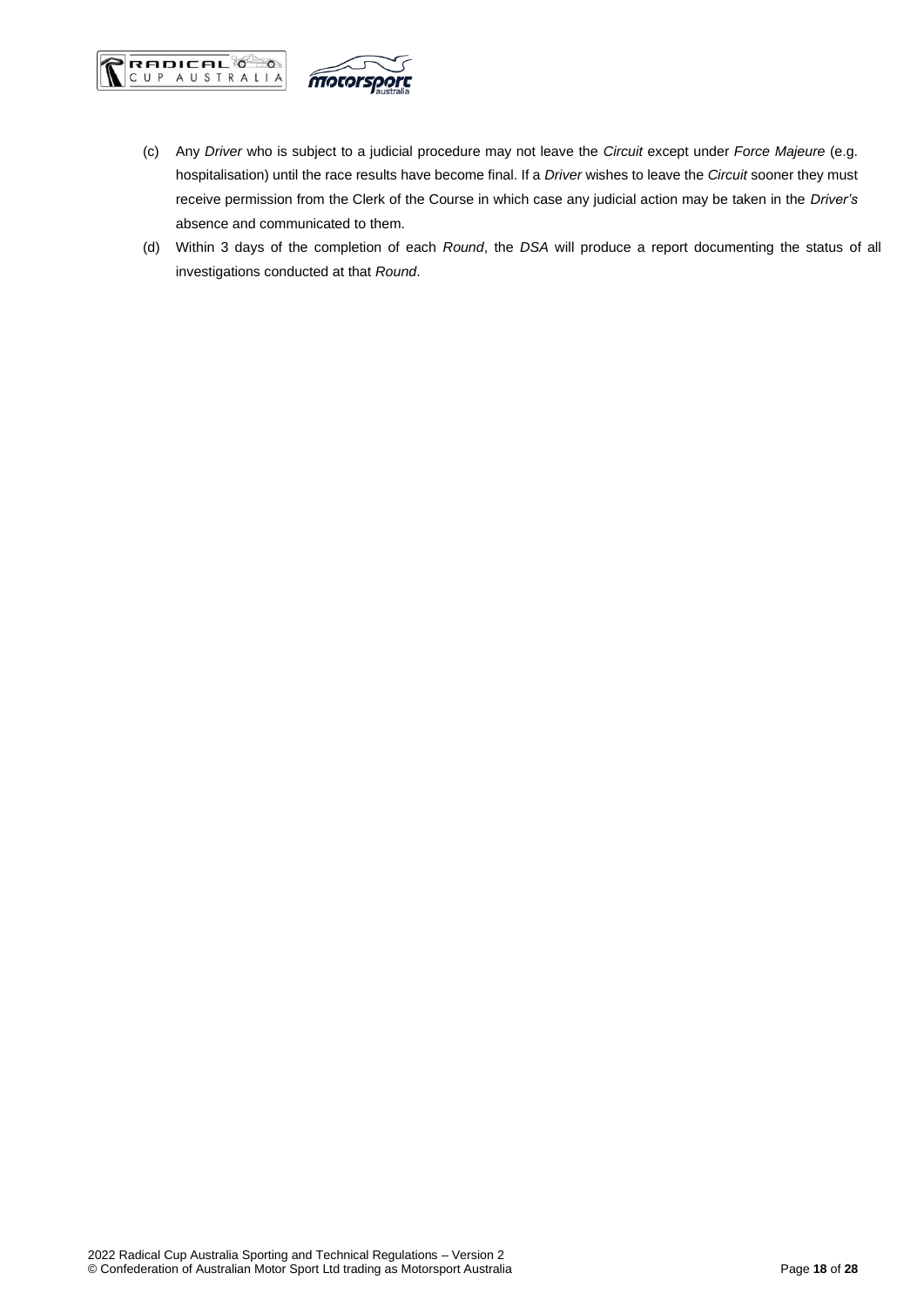(c) Any *Driver* who is subject to a judicial procedure may not leave the *Circuit* except under *Force Majeure* (e.g. hospitalisation) until the race results have become final. If a *Driver* wishes to leave the *Circuit* sooner they must receive permission from the Clerk of the Course in which case any judicial action may be taken in the *Driver's* absence and communicated to them.

(d) Within 3 days of the completion of each *Round*, the *DSA* will produce a report documenting the status of all investigations conducted at that *Round*.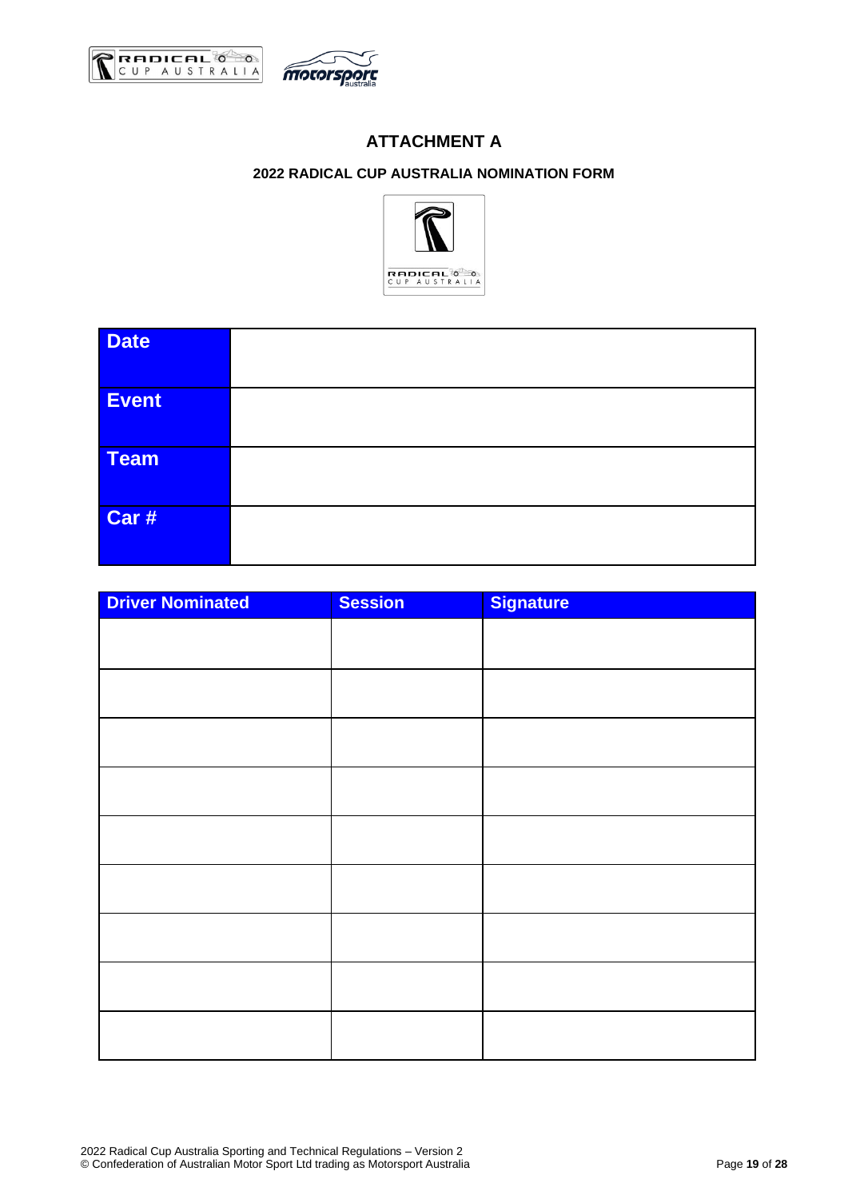# ATTACHMENT A

## 2022 RADICAL CUP AUSTRALIA NOMINATION FORM

| Date | |
|---|---|
| Event | |
| Team | |
| Car # | |

| Driver Nominated | Session | Signature |
|---|---|---|
| | | |
| | | |
| | | |
| | | |
| | | |
| | | |
| | | |
| | | |
| | | |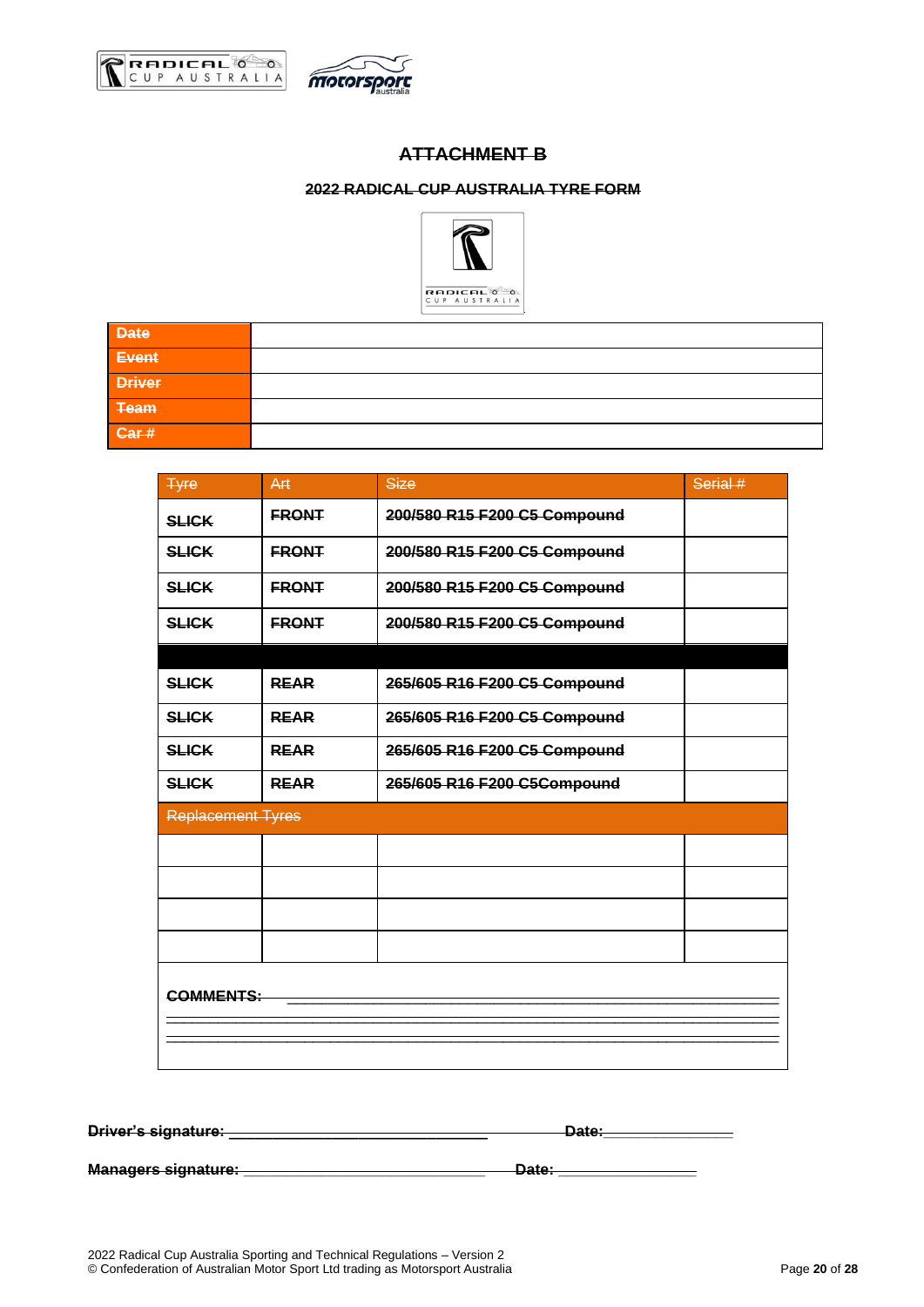# ~~ATTACHMENT B~~

## ~~2022 RADICAL CUP AUSTRALIA TYRE FORM~~

| ~~Date~~ | |
|---|---|
| ~~Event~~ | |
| ~~Driver~~ | |
| ~~Team~~ | |
| ~~Car #~~ | |

| ~~Tyre~~ | ~~Art~~ | ~~Size~~ | ~~Serial #~~ |
|---|---|---|---|
| **~~SLICK~~** | **~~FRONT~~** | **~~200/580 R15 F200 C5 Compound~~** | |
| **~~SLICK~~** | **~~FRONT~~** | **~~200/580 R15 F200 C5 Compound~~** | |
| **~~SLICK~~** | **~~FRONT~~** | **~~200/580 R15 F200 C5 Compound~~** | |
| **~~SLICK~~** | **~~FRONT~~** | **~~200/580 R15 F200 C5 Compound~~** | |
| | | | |
| **~~SLICK~~** | **~~REAR~~** | **~~265/605 R16 F200 C5 Compound~~** | |
| **~~SLICK~~** | **~~REAR~~** | **~~265/605 R16 F200 C5 Compound~~** | |
| **~~SLICK~~** | **~~REAR~~** | **~~265/605 R16 F200 C5 Compound~~** | |
| **~~SLICK~~** | **~~REAR~~** | **~~265/605 R16 F200 C5Compound~~** | |
| ~~Replacement Tyres~~ | | | |
| | | | |
| | | | |
| | | | |
| | | | |

**~~COMMENTS:~~** ______________________________________________

______________________________________________

______________________________________________

**~~Driver's signature:~~** ______________________________ **~~Date:~~**_______________

**~~Managers signature:~~** ______________________________ **~~Date:~~** _______________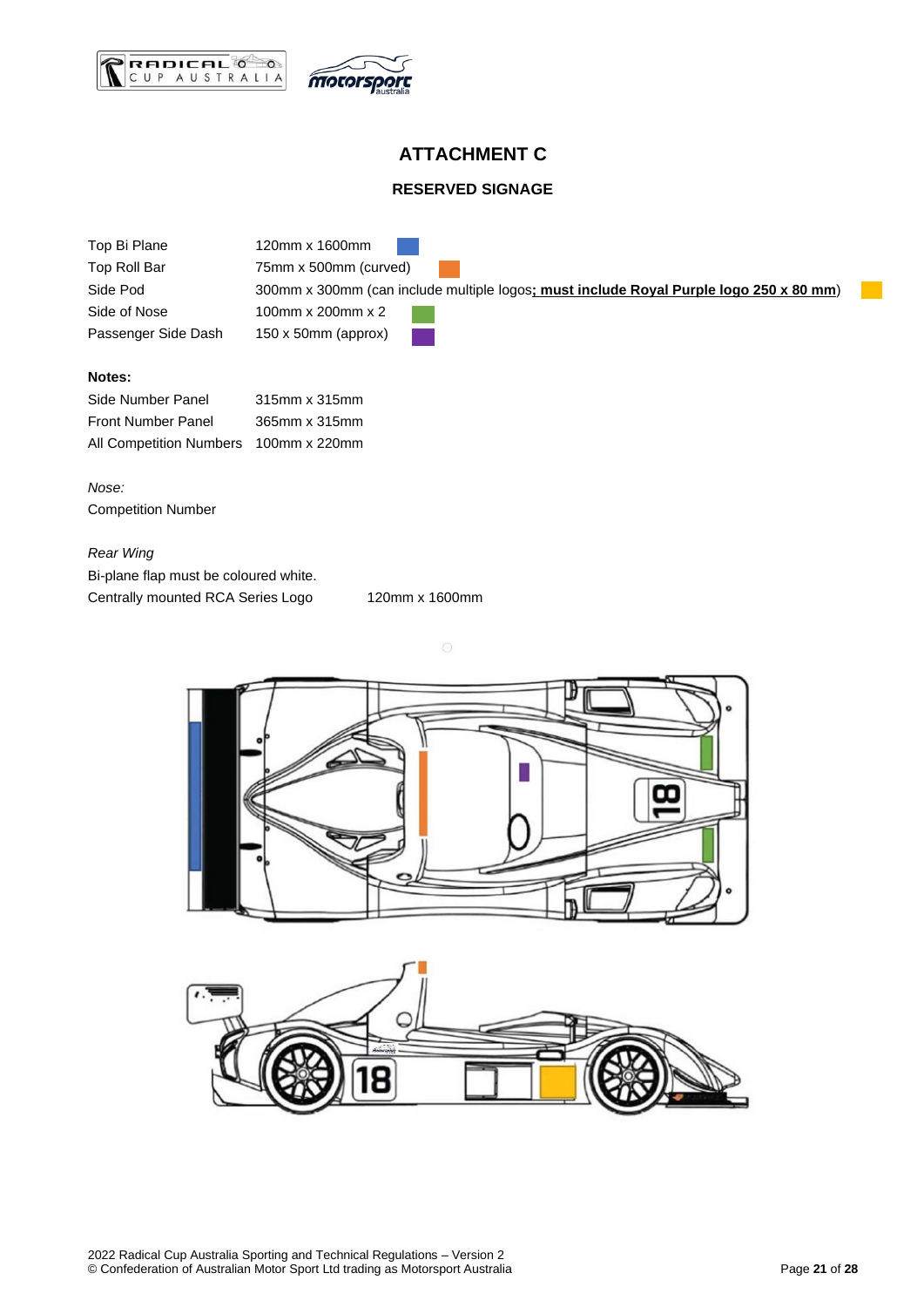# ATTACHMENT C

## RESERVED SIGNAGE

| | |
|---|---|
| Top Bi Plane | 120mm x 1600mm |
| Top Roll Bar | 75mm x 500mm (curved) |
| Side Pod | 300mm x 300mm (can include multiple logos**; must include Royal Purple logo 250 x 80 mm**) |
| Side of Nose | 100mm x 200mm x 2 |
| Passenger Side Dash | 150 x 50mm (approx) |

**Notes:**

| | |
|---|---|
| Side Number Panel | 315mm x 315mm |
| Front Number Panel | 365mm x 315mm |
| All Competition Numbers | 100mm x 220mm |

*Nose:*

Competition Number

*Rear Wing*

Bi-plane flap must be coloured white.

Centrally mounted RCA Series Logo 120mm x 1600mm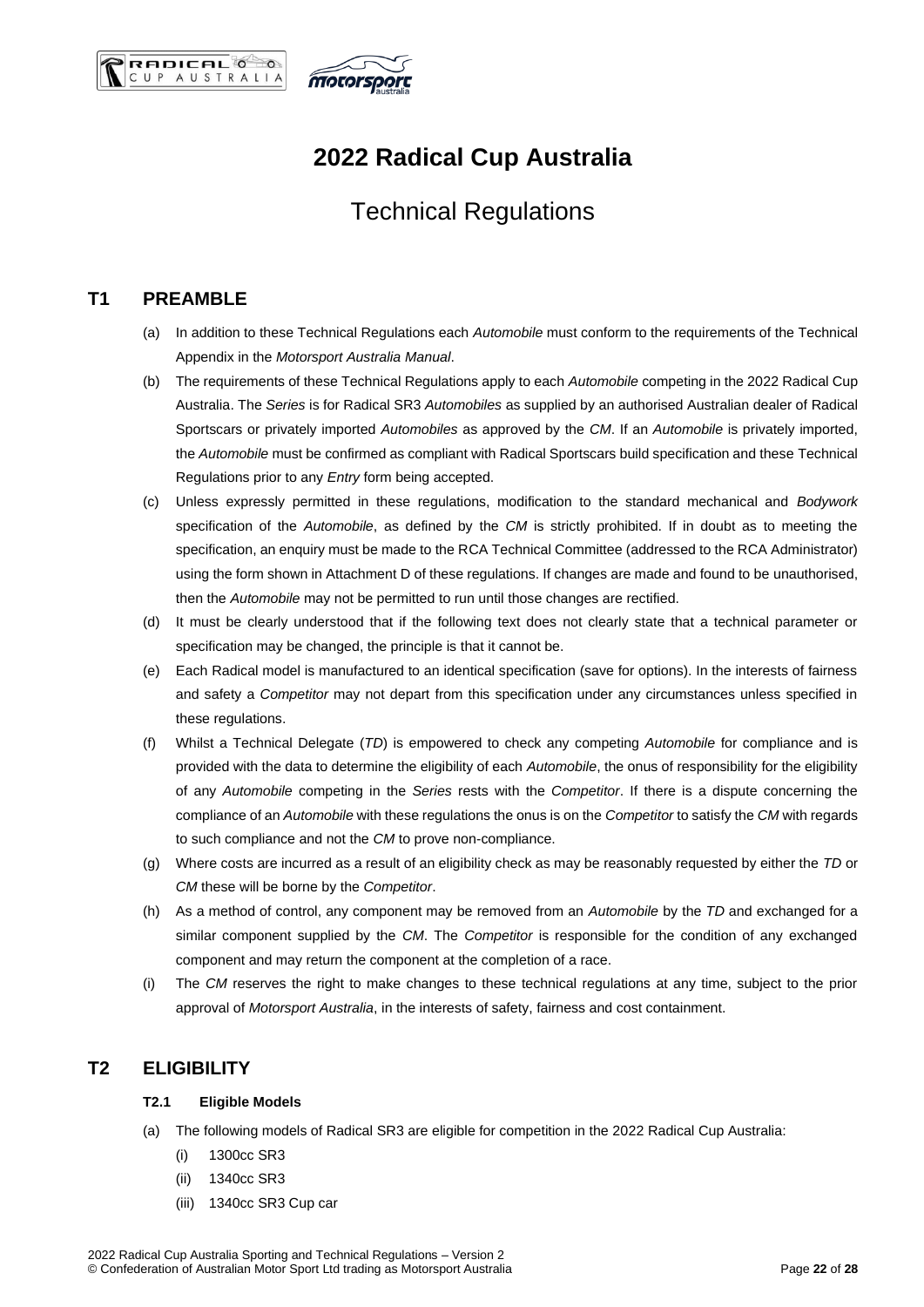# 2022 Radical Cup Australia

## Technical Regulations

## T1 PREAMBLE

(a) In addition to these Technical Regulations each *Automobile* must conform to the requirements of the Technical Appendix in the *Motorsport Australia Manual*.

(b) The requirements of these Technical Regulations apply to each *Automobile* competing in the 2022 Radical Cup Australia. The *Series* is for Radical SR3 *Automobiles* as supplied by an authorised Australian dealer of Radical Sportscars or privately imported *Automobiles* as approved by the *CM*. If an *Automobile* is privately imported, the *Automobile* must be confirmed as compliant with Radical Sportscars build specification and these Technical Regulations prior to any *Entry* form being accepted.

(c) Unless expressly permitted in these regulations, modification to the standard mechanical and *Bodywork* specification of the *Automobile*, as defined by the *CM* is strictly prohibited. If in doubt as to meeting the specification, an enquiry must be made to the RCA Technical Committee (addressed to the RCA Administrator) using the form shown in Attachment D of these regulations. If changes are made and found to be unauthorised, then the *Automobile* may not be permitted to run until those changes are rectified.

(d) It must be clearly understood that if the following text does not clearly state that a technical parameter or specification may be changed, the principle is that it cannot be.

(e) Each Radical model is manufactured to an identical specification (save for options). In the interests of fairness and safety a *Competitor* may not depart from this specification under any circumstances unless specified in these regulations.

(f) Whilst a Technical Delegate (*TD*) is empowered to check any competing *Automobile* for compliance and is provided with the data to determine the eligibility of each *Automobile*, the onus of responsibility for the eligibility of any *Automobile* competing in the *Series* rests with the *Competitor*. If there is a dispute concerning the compliance of an *Automobile* with these regulations the onus is on the *Competitor* to satisfy the *CM* with regards to such compliance and not the *CM* to prove non-compliance.

(g) Where costs are incurred as a result of an eligibility check as may be reasonably requested by either the *TD* or *CM* these will be borne by the *Competitor*.

(h) As a method of control, any component may be removed from an *Automobile* by the *TD* and exchanged for a similar component supplied by the *CM*. The *Competitor* is responsible for the condition of any exchanged component and may return the component at the completion of a race.

(i) The *CM* reserves the right to make changes to these technical regulations at any time, subject to the prior approval of *Motorsport Australia*, in the interests of safety, fairness and cost containment.

## T2 ELIGIBILITY

### T2.1 Eligible Models

(a) The following models of Radical SR3 are eligible for competition in the 2022 Radical Cup Australia:

- (i) 1300cc SR3
- (ii) 1340cc SR3
- (iii) 1340cc SR3 Cup car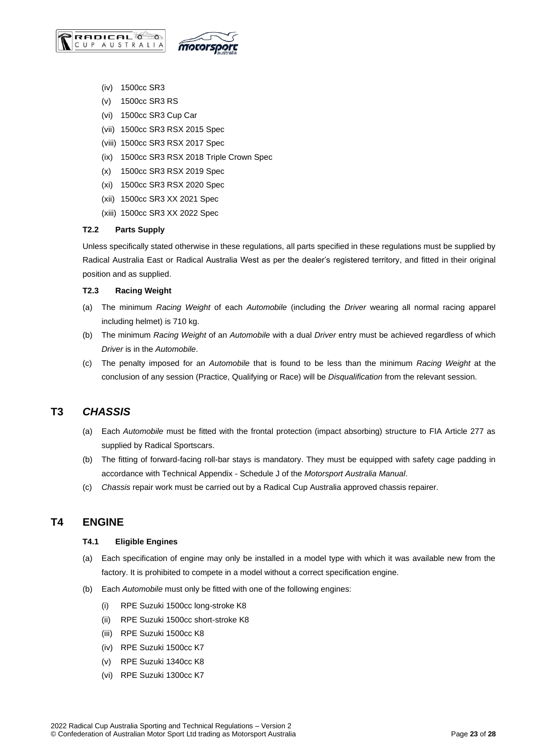(iv) 1500cc SR3

(v) 1500cc SR3 RS

(vi) 1500cc SR3 Cup Car

(vii) 1500cc SR3 RSX 2015 Spec

(viii) 1500cc SR3 RSX 2017 Spec

(ix) 1500cc SR3 RSX 2018 Triple Crown Spec

(x) 1500cc SR3 RSX 2019 Spec

(xi) 1500cc SR3 RSX 2020 Spec

(xii) 1500cc SR3 XX 2021 Spec

(xiii) 1500cc SR3 XX 2022 Spec

### T2.2 Parts Supply

Unless specifically stated otherwise in these regulations, all parts specified in these regulations must be supplied by Radical Australia East or Radical Australia West as per the dealer's registered territory, and fitted in their original position and as supplied.

### T2.3 Racing Weight

(a) The minimum *Racing Weight* of each *Automobile* (including the *Driver* wearing all normal racing apparel including helmet) is 710 kg.

(b) The minimum *Racing Weight* of an *Automobile* with a dual *Driver* entry must be achieved regardless of which *Driver* is in the *Automobile*.

(c) The penalty imposed for an *Automobile* that is found to be less than the minimum *Racing Weight* at the conclusion of any session (Practice, Qualifying or Race) will be *Disqualification* from the relevant session.

## T3 *CHASSIS*

(a) Each *Automobile* must be fitted with the frontal protection (impact absorbing) structure to FIA Article 277 as supplied by Radical Sportscars.

(b) The fitting of forward-facing roll-bar stays is mandatory. They must be equipped with safety cage padding in accordance with Technical Appendix - Schedule J of the *Motorsport Australia Manual*.

(c) *Chassis* repair work must be carried out by a Radical Cup Australia approved chassis repairer.

## T4 ENGINE

### T4.1 Eligible Engines

(a) Each specification of engine may only be installed in a model type with which it was available new from the factory. It is prohibited to compete in a model without a correct specification engine.

(b) Each *Automobile* must only be fitted with one of the following engines:

(i) RPE Suzuki 1500cc long-stroke K8

(ii) RPE Suzuki 1500cc short-stroke K8

(iii) RPE Suzuki 1500cc K8

(iv) RPE Suzuki 1500cc K7

(v) RPE Suzuki 1340cc K8

(vi) RPE Suzuki 1300cc K7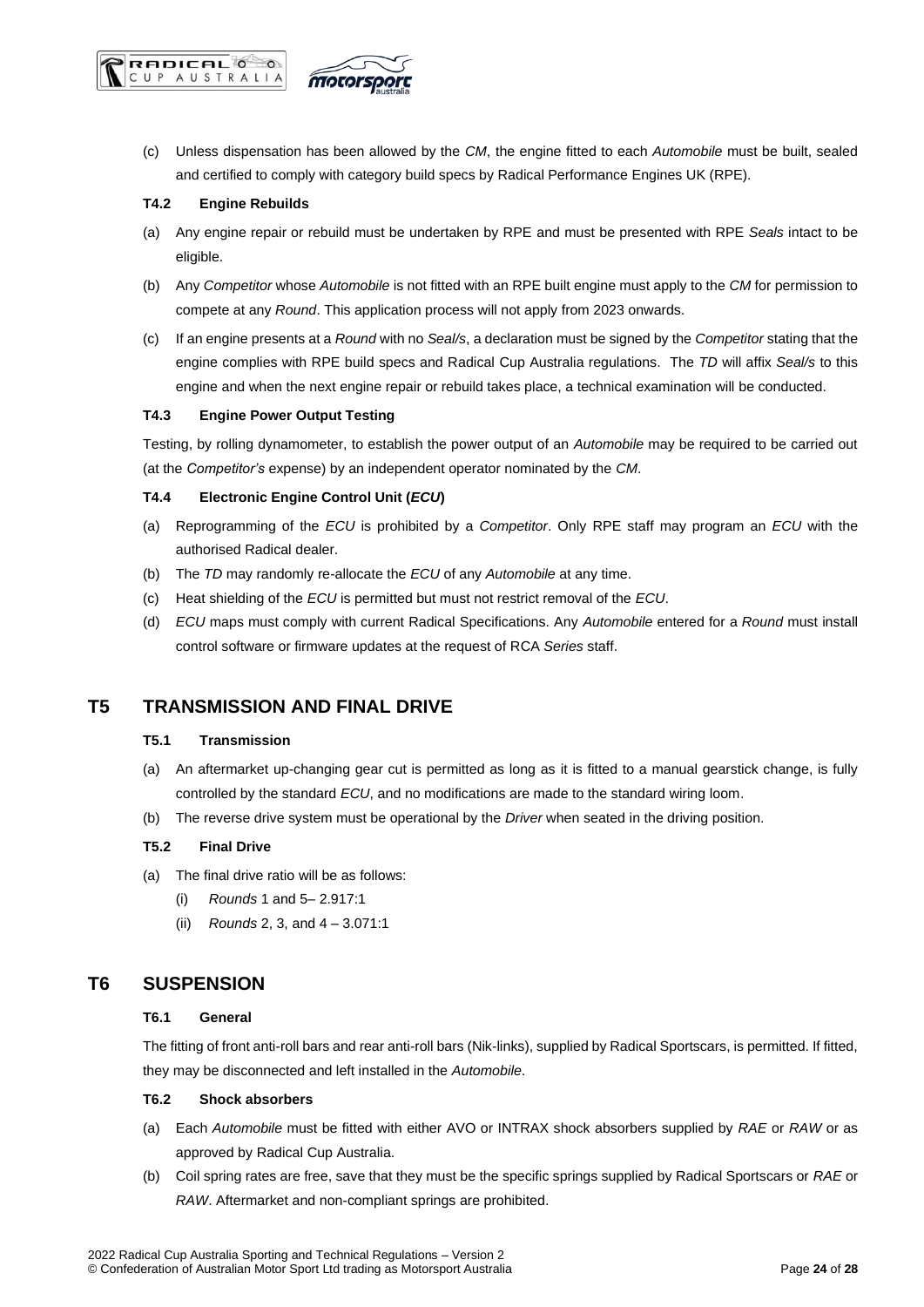(c) Unless dispensation has been allowed by the *CM*, the engine fitted to each *Automobile* must be built, sealed and certified to comply with category build specs by Radical Performance Engines UK (RPE).

### T4.2 Engine Rebuilds

(a) Any engine repair or rebuild must be undertaken by RPE and must be presented with RPE *Seals* intact to be eligible.

(b) Any *Competitor* whose *Automobile* is not fitted with an RPE built engine must apply to the *CM* for permission to compete at any *Round*. This application process will not apply from 2023 onwards.

(c) If an engine presents at a *Round* with no *Seal/s*, a declaration must be signed by the *Competitor* stating that the engine complies with RPE build specs and Radical Cup Australia regulations. The *TD* will affix *Seal/s* to this engine and when the next engine repair or rebuild takes place, a technical examination will be conducted.

### T4.3 Engine Power Output Testing

Testing, by rolling dynamometer, to establish the power output of an *Automobile* may be required to be carried out (at the *Competitor's* expense) by an independent operator nominated by the *CM*.

### T4.4 Electronic Engine Control Unit (*ECU*)

(a) Reprogramming of the *ECU* is prohibited by a *Competitor*. Only RPE staff may program an *ECU* with the authorised Radical dealer.

(b) The *TD* may randomly re-allocate the *ECU* of any *Automobile* at any time.

(c) Heat shielding of the *ECU* is permitted but must not restrict removal of the *ECU*.

(d) *ECU* maps must comply with current Radical Specifications. Any *Automobile* entered for a *Round* must install control software or firmware updates at the request of RCA *Series* staff.

## T5 TRANSMISSION AND FINAL DRIVE

### T5.1 Transmission

(a) An aftermarket up-changing gear cut is permitted as long as it is fitted to a manual gearstick change, is fully controlled by the standard *ECU*, and no modifications are made to the standard wiring loom.

(b) The reverse drive system must be operational by the *Driver* when seated in the driving position.

### T5.2 Final Drive

(a) The final drive ratio will be as follows:

   (i) *Rounds* 1 and 5– 2.917:1

   (ii) *Rounds* 2, 3, and 4 – 3.071:1

## T6 SUSPENSION

### T6.1 General

The fitting of front anti-roll bars and rear anti-roll bars (Nik-links), supplied by Radical Sportscars, is permitted. If fitted, they may be disconnected and left installed in the *Automobile*.

### T6.2 Shock absorbers

(a) Each *Automobile* must be fitted with either AVO or INTRAX shock absorbers supplied by *RAE* or *RAW* or as approved by Radical Cup Australia.

(b) Coil spring rates are free, save that they must be the specific springs supplied by Radical Sportscars or *RAE* or *RAW*. Aftermarket and non-compliant springs are prohibited.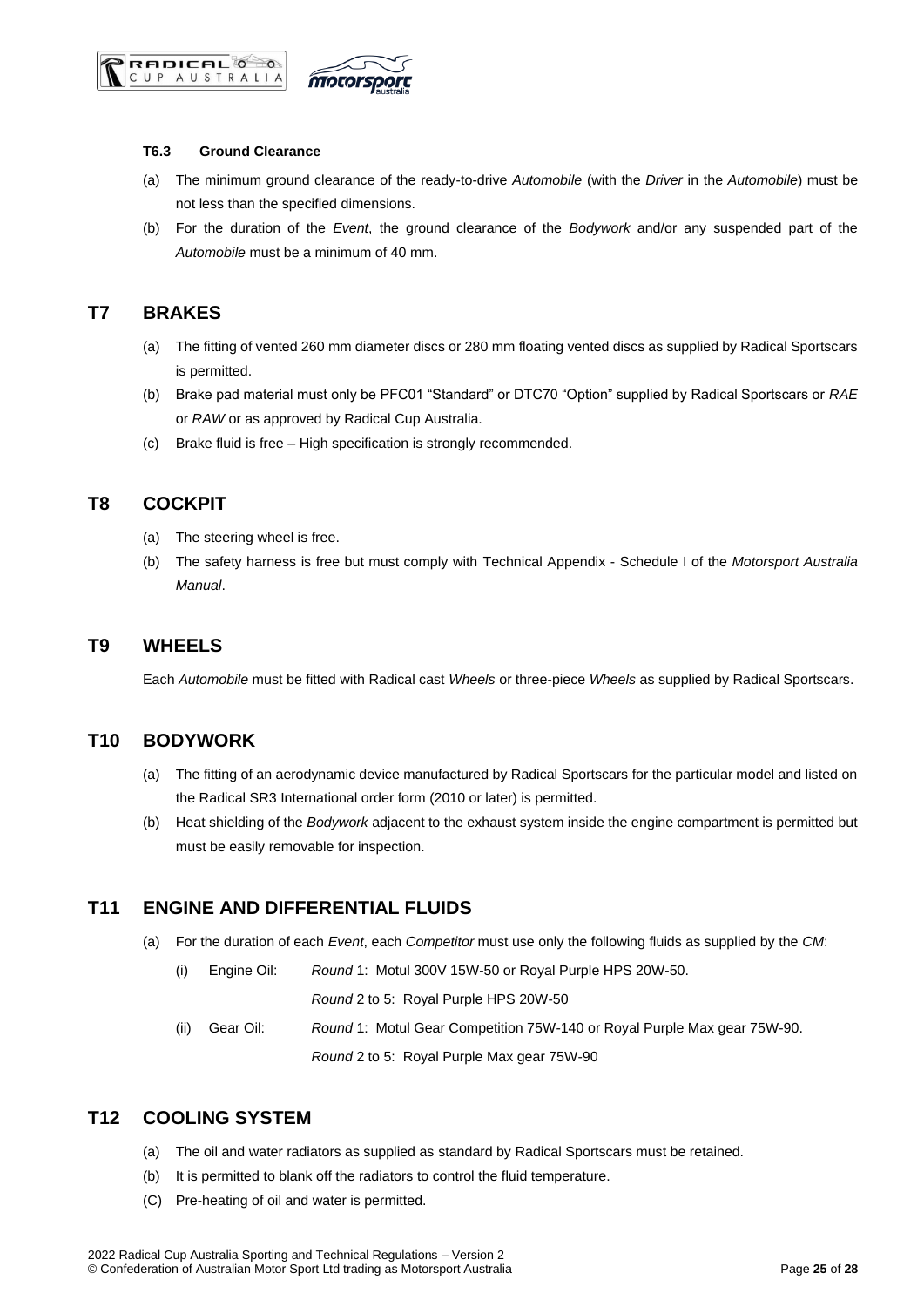### T6.3 Ground Clearance

(a) The minimum ground clearance of the ready-to-drive *Automobile* (with the *Driver* in the *Automobile*) must be not less than the specified dimensions.

(b) For the duration of the *Event*, the ground clearance of the *Bodywork* and/or any suspended part of the *Automobile* must be a minimum of 40 mm.

## T7 BRAKES

(a) The fitting of vented 260 mm diameter discs or 280 mm floating vented discs as supplied by Radical Sportscars is permitted.

(b) Brake pad material must only be PFC01 "Standard" or DTC70 "Option" supplied by Radical Sportscars or *RAE* or *RAW* or as approved by Radical Cup Australia.

(c) Brake fluid is free – High specification is strongly recommended.

## T8 COCKPIT

(a) The steering wheel is free.

(b) The safety harness is free but must comply with Technical Appendix - Schedule I of the *Motorsport Australia Manual*.

## T9 WHEELS

Each *Automobile* must be fitted with Radical cast *Wheels* or three-piece *Wheels* as supplied by Radical Sportscars.

## T10 BODYWORK

(a) The fitting of an aerodynamic device manufactured by Radical Sportscars for the particular model and listed on the Radical SR3 International order form (2010 or later) is permitted.

(b) Heat shielding of the *Bodywork* adjacent to the exhaust system inside the engine compartment is permitted but must be easily removable for inspection.

## T11 ENGINE AND DIFFERENTIAL FLUIDS

(a) For the duration of each *Event*, each *Competitor* must use only the following fluids as supplied by the *CM*:

(i) Engine Oil: *Round* 1: Motul 300V 15W-50 or Royal Purple HPS 20W-50.
*Round* 2 to 5: Royal Purple HPS 20W-50

(ii) Gear Oil: *Round* 1: Motul Gear Competition 75W-140 or Royal Purple Max gear 75W-90.
*Round* 2 to 5: Royal Purple Max gear 75W-90

## T12 COOLING SYSTEM

(a) The oil and water radiators as supplied as standard by Radical Sportscars must be retained.

(b) It is permitted to blank off the radiators to control the fluid temperature.

(C) Pre-heating of oil and water is permitted.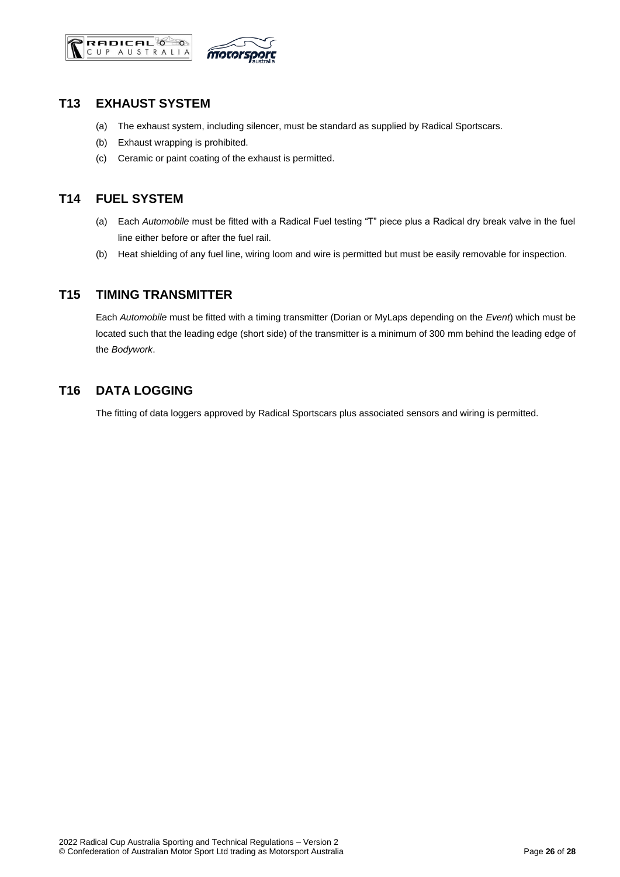## T13 EXHAUST SYSTEM

(a) The exhaust system, including silencer, must be standard as supplied by Radical Sportscars.

(b) Exhaust wrapping is prohibited.

(c) Ceramic or paint coating of the exhaust is permitted.

## T14 FUEL SYSTEM

(a) Each *Automobile* must be fitted with a Radical Fuel testing "T" piece plus a Radical dry break valve in the fuel line either before or after the fuel rail.

(b) Heat shielding of any fuel line, wiring loom and wire is permitted but must be easily removable for inspection.

## T15 TIMING TRANSMITTER

Each *Automobile* must be fitted with a timing transmitter (Dorian or MyLaps depending on the *Event*) which must be located such that the leading edge (short side) of the transmitter is a minimum of 300 mm behind the leading edge of the *Bodywork*.

## T16 DATA LOGGING

The fitting of data loggers approved by Radical Sportscars plus associated sensors and wiring is permitted.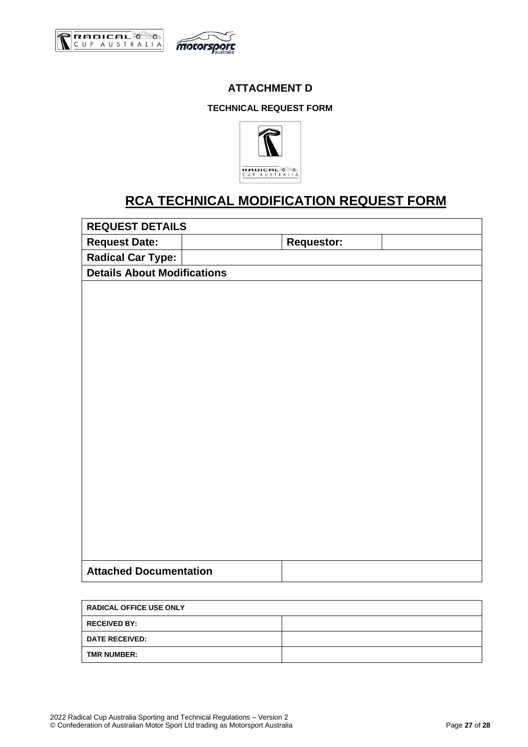## ATTACHMENT D

### TECHNICAL REQUEST FORM

# RCA TECHNICAL MODIFICATION REQUEST FORM

| **REQUEST DETAILS** | | | |
|---|---|---|---|
| **Request Date:** | | **Requestor:** | |
| **Radical Car Type:** | | | |
| **Details About Modifications** | | | |
| | | | |
| **Attached Documentation** | | | |

| **RADICAL OFFICE USE ONLY** | |
|---|---|
| **RECEIVED BY:** | |
| **DATE RECEIVED:** | |
| **TMR NUMBER:** | |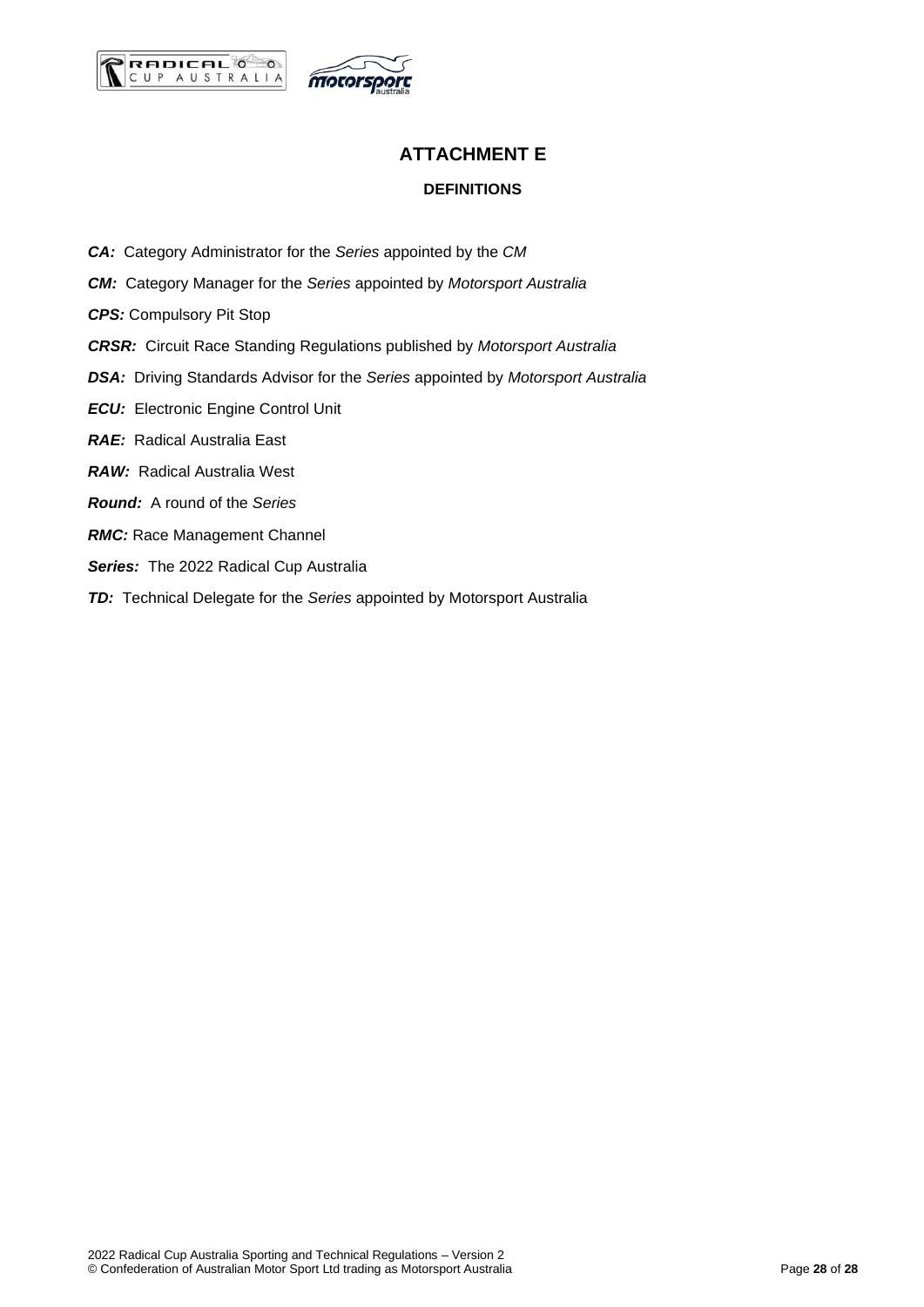# ATTACHMENT E

## DEFINITIONS

***CA:*** Category Administrator for the *Series* appointed by the *CM*

***CM:*** Category Manager for the *Series* appointed by *Motorsport Australia*

***CPS:*** Compulsory Pit Stop

***CRSR:*** Circuit Race Standing Regulations published by *Motorsport Australia*

***DSA:*** Driving Standards Advisor for the *Series* appointed by *Motorsport Australia*

***ECU:*** Electronic Engine Control Unit

***RAE:*** Radical Australia East

***RAW:*** Radical Australia West

***Round:*** A round of the *Series*

***RMC:*** Race Management Channel

***Series:*** The 2022 Radical Cup Australia

***TD:*** Technical Delegate for the *Series* appointed by Motorsport Australia